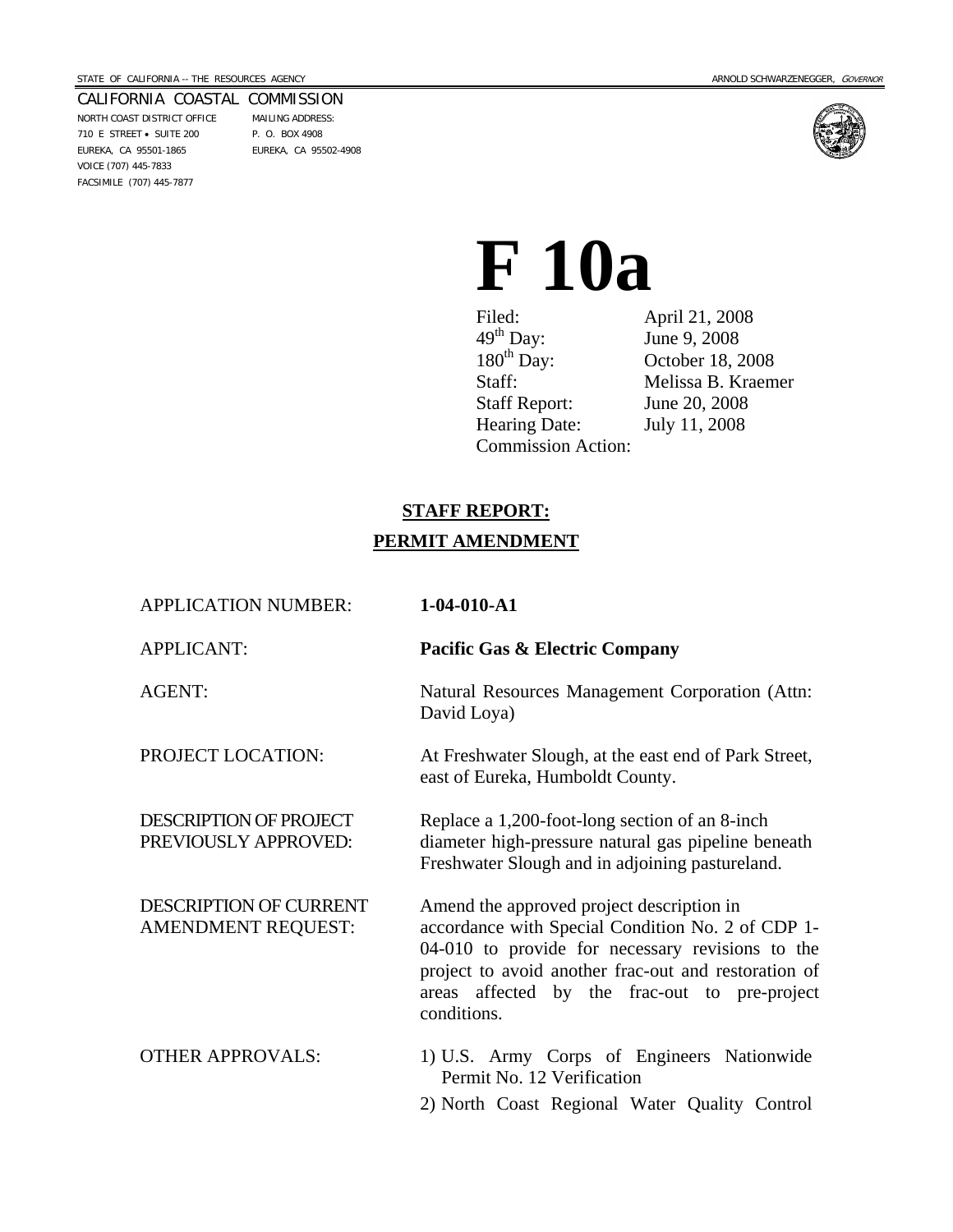STATE OF CALIFORNIA -- THE RESOURCES AGENCY ARNOLD SCHWARZENEGGER, *GOVERNOR*

CALIFORNIA COASTAL COMMISSION

NORTH COAST DISTRICT OFFICE
710 E STREET • SUITE 200
EUREKA, CA 95501-1865
VOICE (707) 445-7833
FACSIMILE (707) 445-7877

MAILING ADDRESS:
P. O. BOX 4908
EUREKA, CA 95502-4908

# F 10a

| | |
|---|---|
| Filed: | April 21, 2008 |
| 49th Day: | June 9, 2008 |
| 180th Day: | October 18, 2008 |
| Staff: | Melissa B. Kraemer |
| Staff Report: | June 20, 2008 |
| Hearing Date: | July 11, 2008 |
| Commission Action: | |

## STAFF REPORT:

## PERMIT AMENDMENT

| | |
|---|---|
| APPLICATION NUMBER: | **1-04-010-A1** |
| APPLICANT: | **Pacific Gas & Electric Company** |
| AGENT: | Natural Resources Management Corporation (Attn: David Loya) |
| PROJECT LOCATION: | At Freshwater Slough, at the east end of Park Street, east of Eureka, Humboldt County. |
| DESCRIPTION OF PROJECT PREVIOUSLY APPROVED: | Replace a 1,200-foot-long section of an 8-inch diameter high-pressure natural gas pipeline beneath Freshwater Slough and in adjoining pastureland. |
| DESCRIPTION OF CURRENT AMENDMENT REQUEST: | Amend the approved project description in accordance with Special Condition No. 2 of CDP 1-04-010 to provide for necessary revisions to the project to avoid another frac-out and restoration of areas affected by the frac-out to pre-project conditions. |
| OTHER APPROVALS: | 1) U.S. Army Corps of Engineers Nationwide Permit No. 12 Verification<br>2) North Coast Regional Water Quality Control |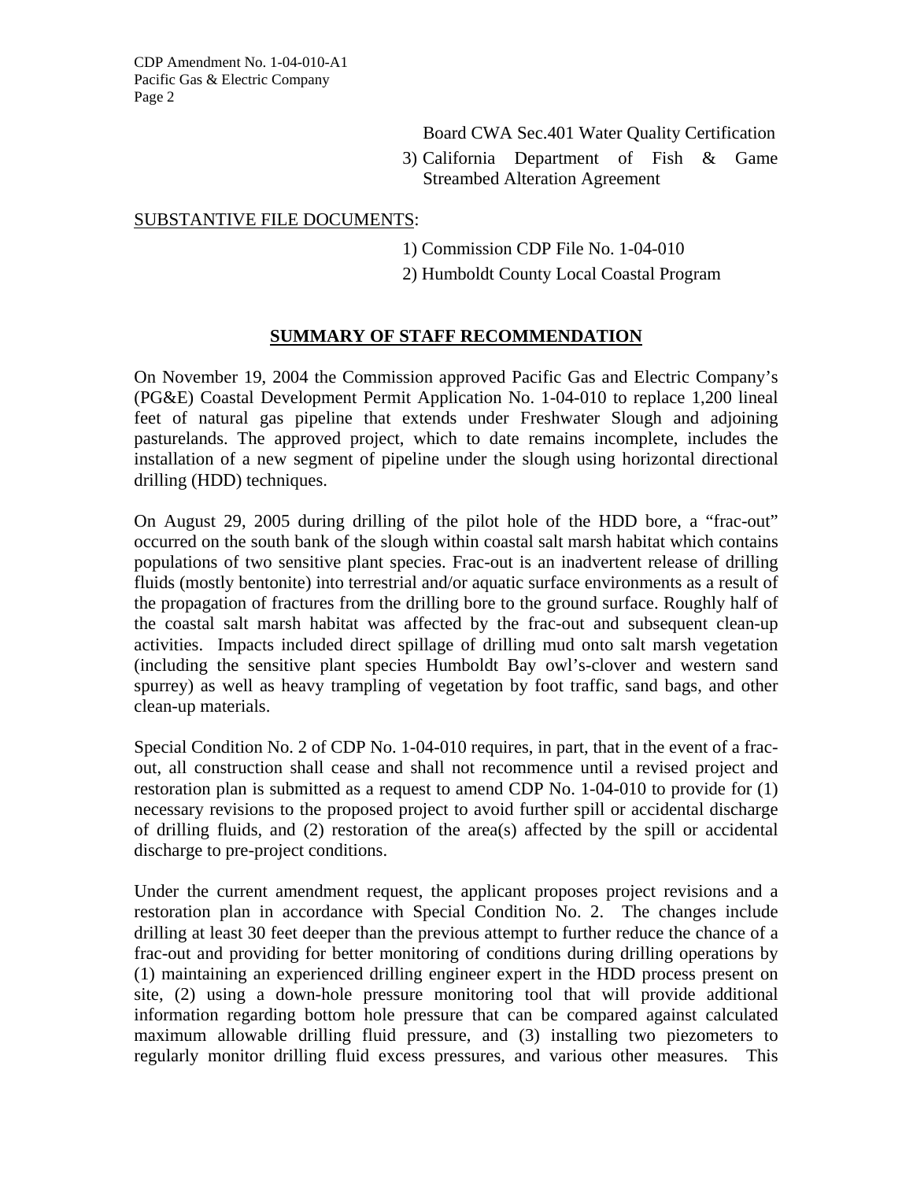Board CWA Sec.401 Water Quality Certification

3) California Department of Fish & Game Streambed Alteration Agreement

SUBSTANTIVE FILE DOCUMENTS:

1) Commission CDP File No. 1-04-010
2) Humboldt County Local Coastal Program

## SUMMARY OF STAFF RECOMMENDATION

On November 19, 2004 the Commission approved Pacific Gas and Electric Company's (PG&E) Coastal Development Permit Application No. 1-04-010 to replace 1,200 lineal feet of natural gas pipeline that extends under Freshwater Slough and adjoining pasturelands. The approved project, which to date remains incomplete, includes the installation of a new segment of pipeline under the slough using horizontal directional drilling (HDD) techniques.

On August 29, 2005 during drilling of the pilot hole of the HDD bore, a "frac-out" occurred on the south bank of the slough within coastal salt marsh habitat which contains populations of two sensitive plant species. Frac-out is an inadvertent release of drilling fluids (mostly bentonite) into terrestrial and/or aquatic surface environments as a result of the propagation of fractures from the drilling bore to the ground surface. Roughly half of the coastal salt marsh habitat was affected by the frac-out and subsequent clean-up activities. Impacts included direct spillage of drilling mud onto salt marsh vegetation (including the sensitive plant species Humboldt Bay owl's-clover and western sand spurrey) as well as heavy trampling of vegetation by foot traffic, sand bags, and other clean-up materials.

Special Condition No. 2 of CDP No. 1-04-010 requires, in part, that in the event of a frac-out, all construction shall cease and shall not recommence until a revised project and restoration plan is submitted as a request to amend CDP No. 1-04-010 to provide for (1) necessary revisions to the proposed project to avoid further spill or accidental discharge of drilling fluids, and (2) restoration of the area(s) affected by the spill or accidental discharge to pre-project conditions.

Under the current amendment request, the applicant proposes project revisions and a restoration plan in accordance with Special Condition No. 2. The changes include drilling at least 30 feet deeper than the previous attempt to further reduce the chance of a frac-out and providing for better monitoring of conditions during drilling operations by (1) maintaining an experienced drilling engineer expert in the HDD process present on site, (2) using a down-hole pressure monitoring tool that will provide additional information regarding bottom hole pressure that can be compared against calculated maximum allowable drilling fluid pressure, and (3) installing two piezometers to regularly monitor drilling fluid excess pressures, and various other measures. This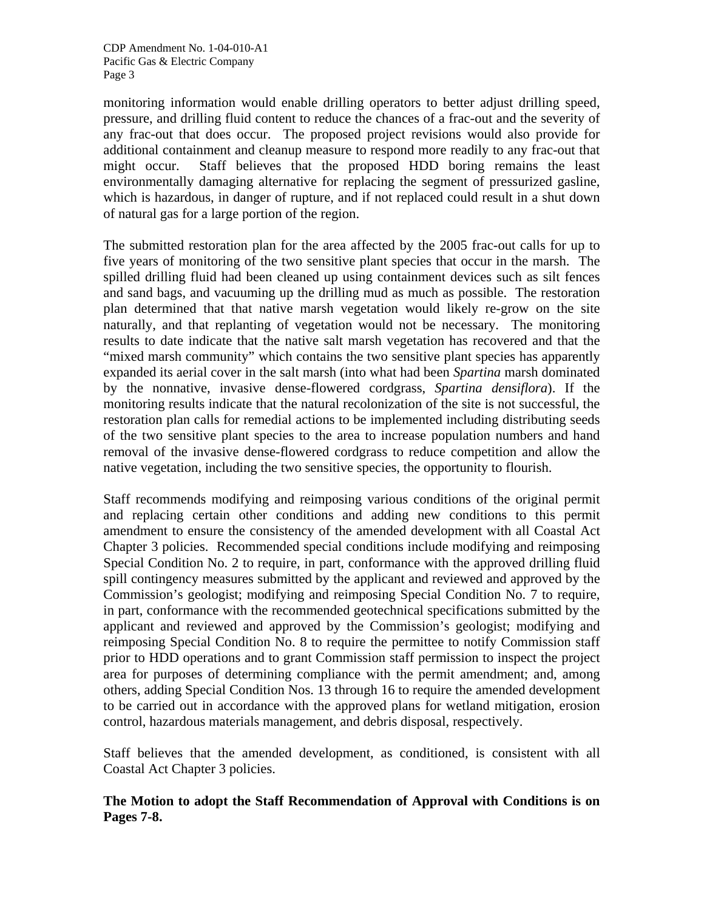monitoring information would enable drilling operators to better adjust drilling speed, pressure, and drilling fluid content to reduce the chances of a frac-out and the severity of any frac-out that does occur. The proposed project revisions would also provide for additional containment and cleanup measure to respond more readily to any frac-out that might occur. Staff believes that the proposed HDD boring remains the least environmentally damaging alternative for replacing the segment of pressurized gasline, which is hazardous, in danger of rupture, and if not replaced could result in a shut down of natural gas for a large portion of the region.

The submitted restoration plan for the area affected by the 2005 frac-out calls for up to five years of monitoring of the two sensitive plant species that occur in the marsh. The spilled drilling fluid had been cleaned up using containment devices such as silt fences and sand bags, and vacuuming up the drilling mud as much as possible. The restoration plan determined that that native marsh vegetation would likely re-grow on the site naturally, and that replanting of vegetation would not be necessary. The monitoring results to date indicate that the native salt marsh vegetation has recovered and that the "mixed marsh community" which contains the two sensitive plant species has apparently expanded its aerial cover in the salt marsh (into what had been *Spartina* marsh dominated by the nonnative, invasive dense-flowered cordgrass, *Spartina densiflora*). If the monitoring results indicate that the natural recolonization of the site is not successful, the restoration plan calls for remedial actions to be implemented including distributing seeds of the two sensitive plant species to the area to increase population numbers and hand removal of the invasive dense-flowered cordgrass to reduce competition and allow the native vegetation, including the two sensitive species, the opportunity to flourish.

Staff recommends modifying and reimposing various conditions of the original permit and replacing certain other conditions and adding new conditions to this permit amendment to ensure the consistency of the amended development with all Coastal Act Chapter 3 policies. Recommended special conditions include modifying and reimposing Special Condition No. 2 to require, in part, conformance with the approved drilling fluid spill contingency measures submitted by the applicant and reviewed and approved by the Commission's geologist; modifying and reimposing Special Condition No. 7 to require, in part, conformance with the recommended geotechnical specifications submitted by the applicant and reviewed and approved by the Commission's geologist; modifying and reimposing Special Condition No. 8 to require the permittee to notify Commission staff prior to HDD operations and to grant Commission staff permission to inspect the project area for purposes of determining compliance with the permit amendment; and, among others, adding Special Condition Nos. 13 through 16 to require the amended development to be carried out in accordance with the approved plans for wetland mitigation, erosion control, hazardous materials management, and debris disposal, respectively.

Staff believes that the amended development, as conditioned, is consistent with all Coastal Act Chapter 3 policies.

**The Motion to adopt the Staff Recommendation of Approval with Conditions is on Pages 7-8.**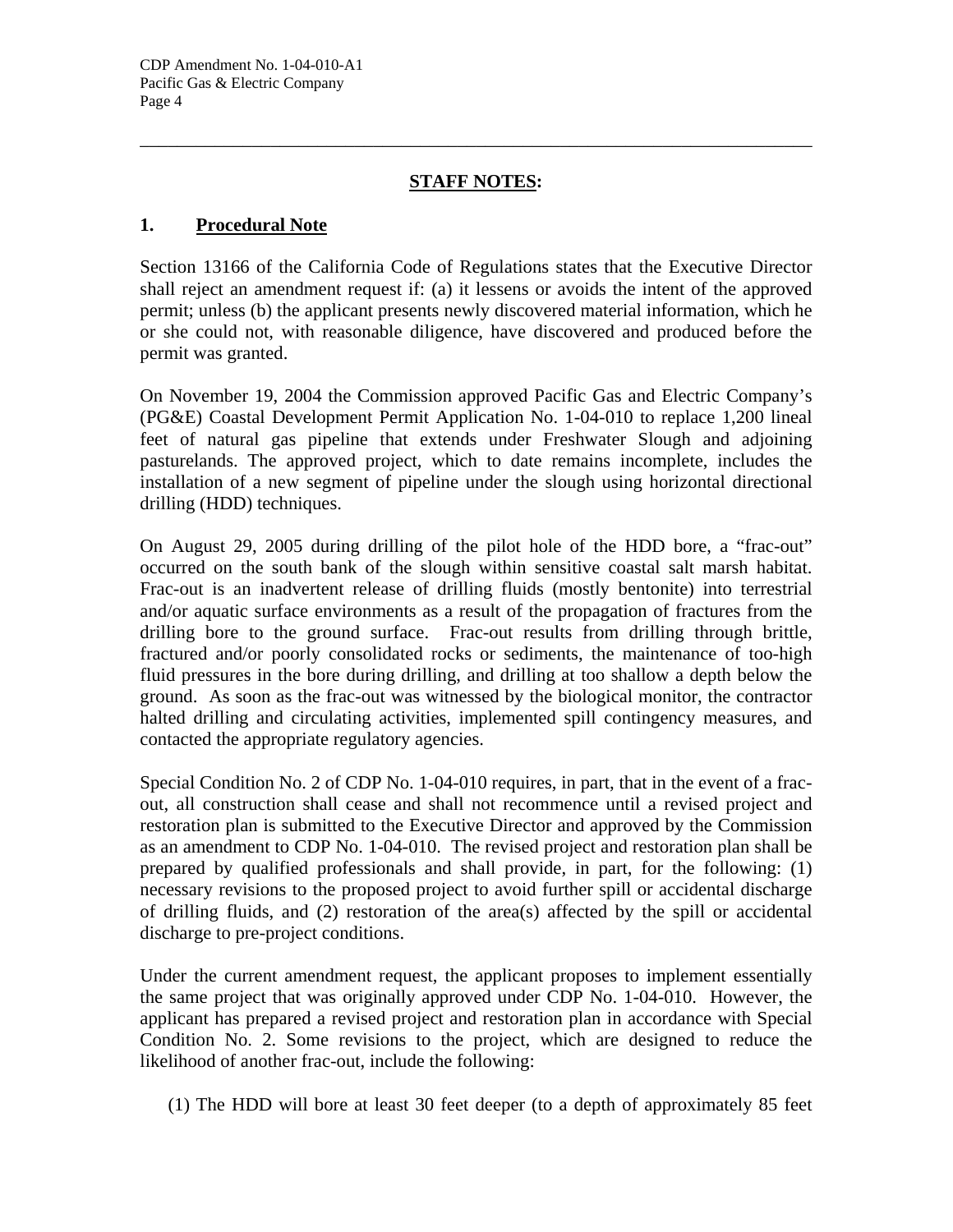## STAFF NOTES:

### 1. Procedural Note

Section 13166 of the California Code of Regulations states that the Executive Director shall reject an amendment request if: (a) it lessens or avoids the intent of the approved permit; unless (b) the applicant presents newly discovered material information, which he or she could not, with reasonable diligence, have discovered and produced before the permit was granted.

On November 19, 2004 the Commission approved Pacific Gas and Electric Company's (PG&E) Coastal Development Permit Application No. 1-04-010 to replace 1,200 lineal feet of natural gas pipeline that extends under Freshwater Slough and adjoining pasturelands. The approved project, which to date remains incomplete, includes the installation of a new segment of pipeline under the slough using horizontal directional drilling (HDD) techniques.

On August 29, 2005 during drilling of the pilot hole of the HDD bore, a "frac-out" occurred on the south bank of the slough within sensitive coastal salt marsh habitat. Frac-out is an inadvertent release of drilling fluids (mostly bentonite) into terrestrial and/or aquatic surface environments as a result of the propagation of fractures from the drilling bore to the ground surface. Frac-out results from drilling through brittle, fractured and/or poorly consolidated rocks or sediments, the maintenance of too-high fluid pressures in the bore during drilling, and drilling at too shallow a depth below the ground. As soon as the frac-out was witnessed by the biological monitor, the contractor halted drilling and circulating activities, implemented spill contingency measures, and contacted the appropriate regulatory agencies.

Special Condition No. 2 of CDP No. 1-04-010 requires, in part, that in the event of a frac-out, all construction shall cease and shall not recommence until a revised project and restoration plan is submitted to the Executive Director and approved by the Commission as an amendment to CDP No. 1-04-010. The revised project and restoration plan shall be prepared by qualified professionals and shall provide, in part, for the following: (1) necessary revisions to the proposed project to avoid further spill or accidental discharge of drilling fluids, and (2) restoration of the area(s) affected by the spill or accidental discharge to pre-project conditions.

Under the current amendment request, the applicant proposes to implement essentially the same project that was originally approved under CDP No. 1-04-010. However, the applicant has prepared a revised project and restoration plan in accordance with Special Condition No. 2. Some revisions to the project, which are designed to reduce the likelihood of another frac-out, include the following:

(1) The HDD will bore at least 30 feet deeper (to a depth of approximately 85 feet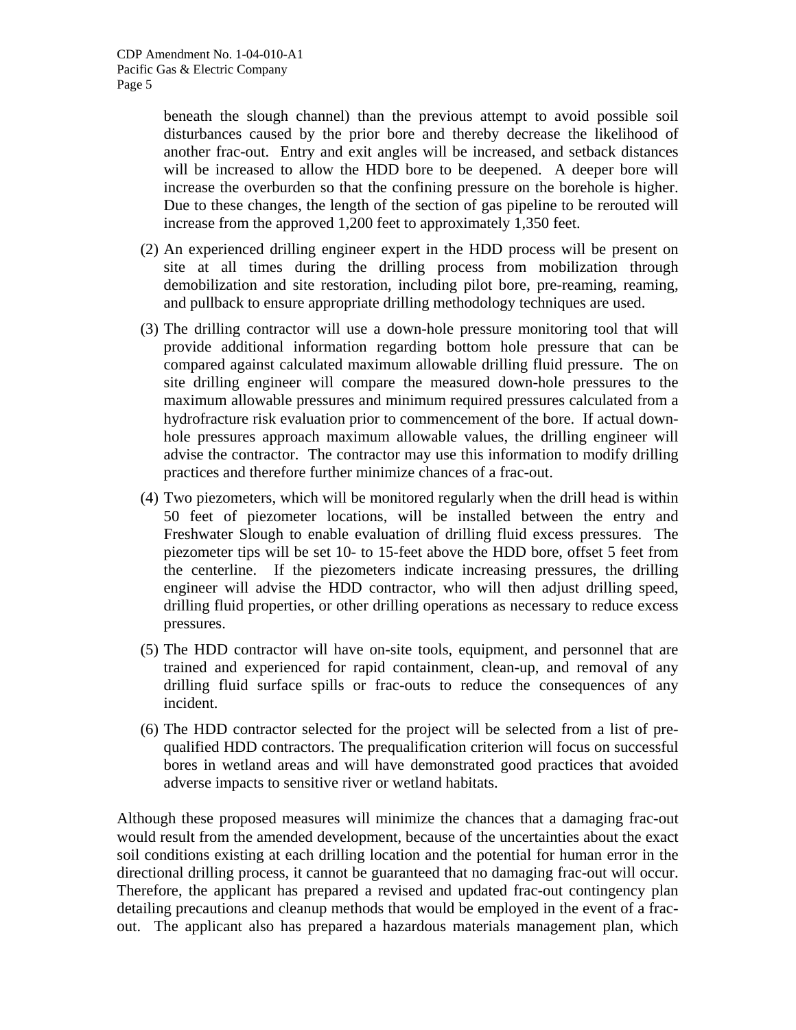beneath the slough channel) than the previous attempt to avoid possible soil disturbances caused by the prior bore and thereby decrease the likelihood of another frac-out. Entry and exit angles will be increased, and setback distances will be increased to allow the HDD bore to be deepened. A deeper bore will increase the overburden so that the confining pressure on the borehole is higher. Due to these changes, the length of the section of gas pipeline to be rerouted will increase from the approved 1,200 feet to approximately 1,350 feet.

(2) An experienced drilling engineer expert in the HDD process will be present on site at all times during the drilling process from mobilization through demobilization and site restoration, including pilot bore, pre-reaming, reaming, and pullback to ensure appropriate drilling methodology techniques are used.

(3) The drilling contractor will use a down-hole pressure monitoring tool that will provide additional information regarding bottom hole pressure that can be compared against calculated maximum allowable drilling fluid pressure. The on site drilling engineer will compare the measured down-hole pressures to the maximum allowable pressures and minimum required pressures calculated from a hydrofracture risk evaluation prior to commencement of the bore. If actual down-hole pressures approach maximum allowable values, the drilling engineer will advise the contractor. The contractor may use this information to modify drilling practices and therefore further minimize chances of a frac-out.

(4) Two piezometers, which will be monitored regularly when the drill head is within 50 feet of piezometer locations, will be installed between the entry and Freshwater Slough to enable evaluation of drilling fluid excess pressures. The piezometer tips will be set 10- to 15-feet above the HDD bore, offset 5 feet from the centerline. If the piezometers indicate increasing pressures, the drilling engineer will advise the HDD contractor, who will then adjust drilling speed, drilling fluid properties, or other drilling operations as necessary to reduce excess pressures.

(5) The HDD contractor will have on-site tools, equipment, and personnel that are trained and experienced for rapid containment, clean-up, and removal of any drilling fluid surface spills or frac-outs to reduce the consequences of any incident.

(6) The HDD contractor selected for the project will be selected from a list of pre-qualified HDD contractors. The prequalification criterion will focus on successful bores in wetland areas and will have demonstrated good practices that avoided adverse impacts to sensitive river or wetland habitats.

Although these proposed measures will minimize the chances that a damaging frac-out would result from the amended development, because of the uncertainties about the exact soil conditions existing at each drilling location and the potential for human error in the directional drilling process, it cannot be guaranteed that no damaging frac-out will occur. Therefore, the applicant has prepared a revised and updated frac-out contingency plan detailing precautions and cleanup methods that would be employed in the event of a frac-out. The applicant also has prepared a hazardous materials management plan, which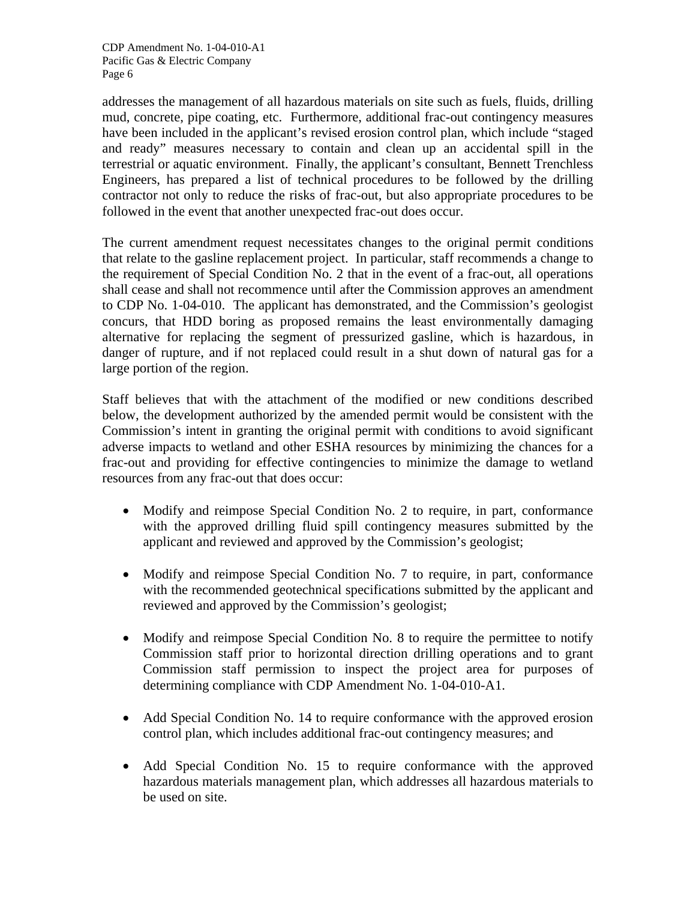addresses the management of all hazardous materials on site such as fuels, fluids, drilling mud, concrete, pipe coating, etc. Furthermore, additional frac-out contingency measures have been included in the applicant's revised erosion control plan, which include "staged and ready" measures necessary to contain and clean up an accidental spill in the terrestrial or aquatic environment. Finally, the applicant's consultant, Bennett Trenchless Engineers, has prepared a list of technical procedures to be followed by the drilling contractor not only to reduce the risks of frac-out, but also appropriate procedures to be followed in the event that another unexpected frac-out does occur.

The current amendment request necessitates changes to the original permit conditions that relate to the gasline replacement project. In particular, staff recommends a change to the requirement of Special Condition No. 2 that in the event of a frac-out, all operations shall cease and shall not recommence until after the Commission approves an amendment to CDP No. 1-04-010. The applicant has demonstrated, and the Commission's geologist concurs, that HDD boring as proposed remains the least environmentally damaging alternative for replacing the segment of pressurized gasline, which is hazardous, in danger of rupture, and if not replaced could result in a shut down of natural gas for a large portion of the region.

Staff believes that with the attachment of the modified or new conditions described below, the development authorized by the amended permit would be consistent with the Commission's intent in granting the original permit with conditions to avoid significant adverse impacts to wetland and other ESHA resources by minimizing the chances for a frac-out and providing for effective contingencies to minimize the damage to wetland resources from any frac-out that does occur:

- Modify and reimpose Special Condition No. 2 to require, in part, conformance with the approved drilling fluid spill contingency measures submitted by the applicant and reviewed and approved by the Commission's geologist;

- Modify and reimpose Special Condition No. 7 to require, in part, conformance with the recommended geotechnical specifications submitted by the applicant and reviewed and approved by the Commission's geologist;

- Modify and reimpose Special Condition No. 8 to require the permittee to notify Commission staff prior to horizontal direction drilling operations and to grant Commission staff permission to inspect the project area for purposes of determining compliance with CDP Amendment No. 1-04-010-A1.

- Add Special Condition No. 14 to require conformance with the approved erosion control plan, which includes additional frac-out contingency measures; and

- Add Special Condition No. 15 to require conformance with the approved hazardous materials management plan, which addresses all hazardous materials to be used on site.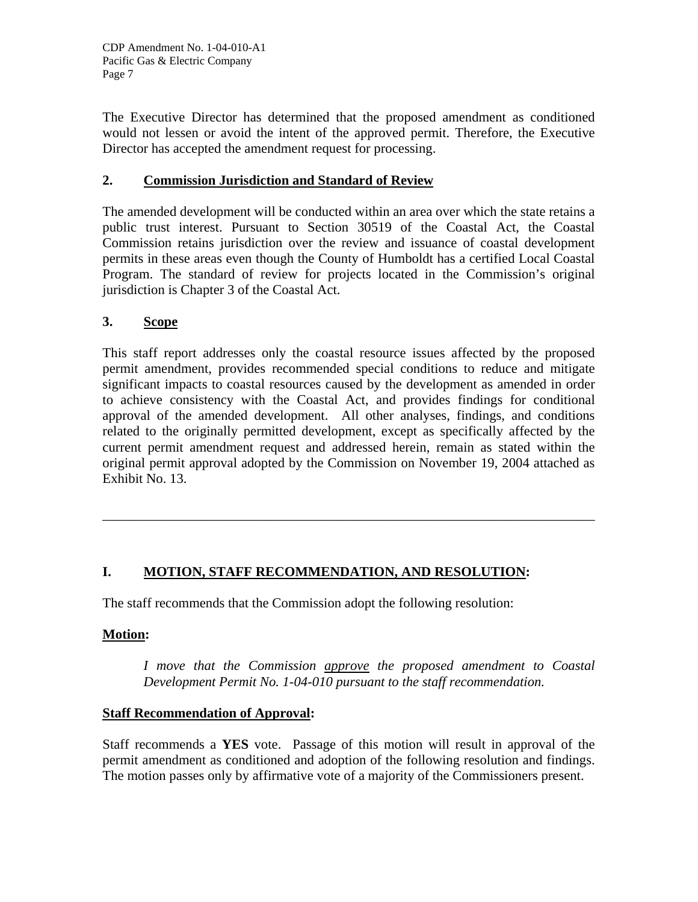The Executive Director has determined that the proposed amendment as conditioned would not lessen or avoid the intent of the approved permit. Therefore, the Executive Director has accepted the amendment request for processing.

### 2. Commission Jurisdiction and Standard of Review

The amended development will be conducted within an area over which the state retains a public trust interest. Pursuant to Section 30519 of the Coastal Act, the Coastal Commission retains jurisdiction over the review and issuance of coastal development permits in these areas even though the County of Humboldt has a certified Local Coastal Program. The standard of review for projects located in the Commission's original jurisdiction is Chapter 3 of the Coastal Act.

### 3. Scope

This staff report addresses only the coastal resource issues affected by the proposed permit amendment, provides recommended special conditions to reduce and mitigate significant impacts to coastal resources caused by the development as amended in order to achieve consistency with the Coastal Act, and provides findings for conditional approval of the amended development. All other analyses, findings, and conditions related to the originally permitted development, except as specifically affected by the current permit amendment request and addressed herein, remain as stated within the original permit approval adopted by the Commission on November 19, 2004 attached as Exhibit No. 13.

---

## I. MOTION, STAFF RECOMMENDATION, AND RESOLUTION:

The staff recommends that the Commission adopt the following resolution:

**Motion:**

> *I move that the Commission approve the proposed amendment to Coastal Development Permit No. 1-04-010 pursuant to the staff recommendation.*

**Staff Recommendation of Approval:**

Staff recommends a **YES** vote. Passage of this motion will result in approval of the permit amendment as conditioned and adoption of the following resolution and findings. The motion passes only by affirmative vote of a majority of the Commissioners present.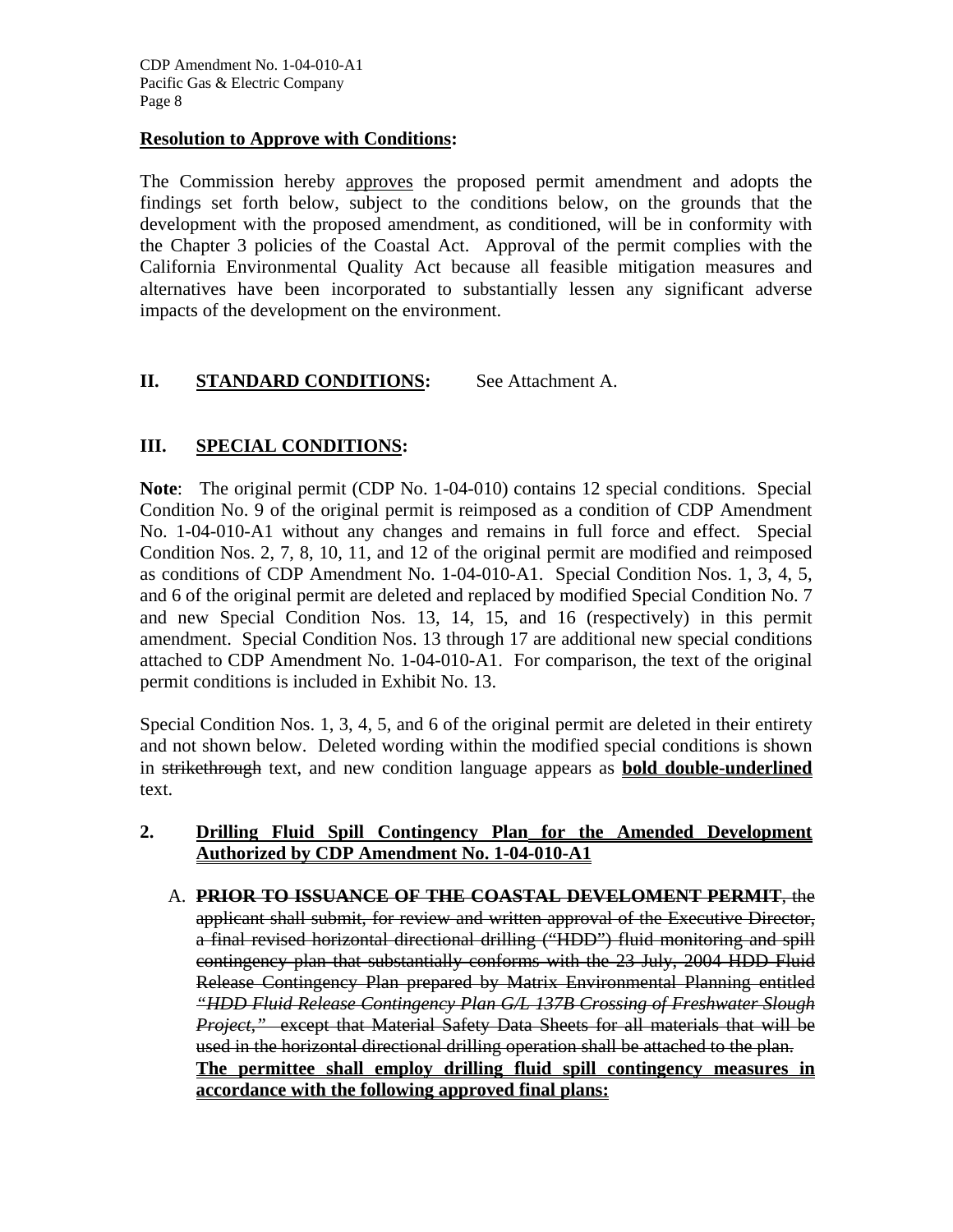**Resolution to Approve with Conditions:**

The Commission hereby approves the proposed permit amendment and adopts the findings set forth below, subject to the conditions below, on the grounds that the development with the proposed amendment, as conditioned, will be in conformity with the Chapter 3 policies of the Coastal Act. Approval of the permit complies with the California Environmental Quality Act because all feasible mitigation measures and alternatives have been incorporated to substantially lessen any significant adverse impacts of the development on the environment.

## II. STANDARD CONDITIONS: See Attachment A.

## III. SPECIAL CONDITIONS:

**Note**: The original permit (CDP No. 1-04-010) contains 12 special conditions. Special Condition No. 9 of the original permit is reimposed as a condition of CDP Amendment No. 1-04-010-A1 without any changes and remains in full force and effect. Special Condition Nos. 2, 7, 8, 10, 11, and 12 of the original permit are modified and reimposed as conditions of CDP Amendment No. 1-04-010-A1. Special Condition Nos. 1, 3, 4, 5, and 6 of the original permit are deleted and replaced by modified Special Condition No. 7 and new Special Condition Nos. 13, 14, 15, and 16 (respectively) in this permit amendment. Special Condition Nos. 13 through 17 are additional new special conditions attached to CDP Amendment No. 1-04-010-A1. For comparison, the text of the original permit conditions is included in Exhibit No. 13.

Special Condition Nos. 1, 3, 4, 5, and 6 of the original permit are deleted in their entirety and not shown below. Deleted wording within the modified special conditions is shown in ~~strikethrough~~ text, and new condition language appears as **bold double-underlined** text.

**2. Drilling Fluid Spill Contingency Plan for the Amended Development Authorized by CDP Amendment No. 1-04-010-A1**

A. ~~**PRIOR TO ISSUANCE OF THE COASTAL DEVELOMENT PERMIT**, the applicant shall submit, for review and written approval of the Executive Director, a final revised horizontal directional drilling ("HDD") fluid monitoring and spill contingency plan that substantially conforms with the 23 July, 2004 HDD Fluid Release Contingency Plan prepared by Matrix Environmental Planning entitled *"HDD Fluid Release Contingency Plan G/L 137B Crossing of Freshwater Slough Project,"* except that Material Safety Data Sheets for all materials that will be used in the horizontal directional drilling operation shall be attached to the plan.~~ **The permittee shall employ drilling fluid spill contingency measures in accordance with the following approved final plans:**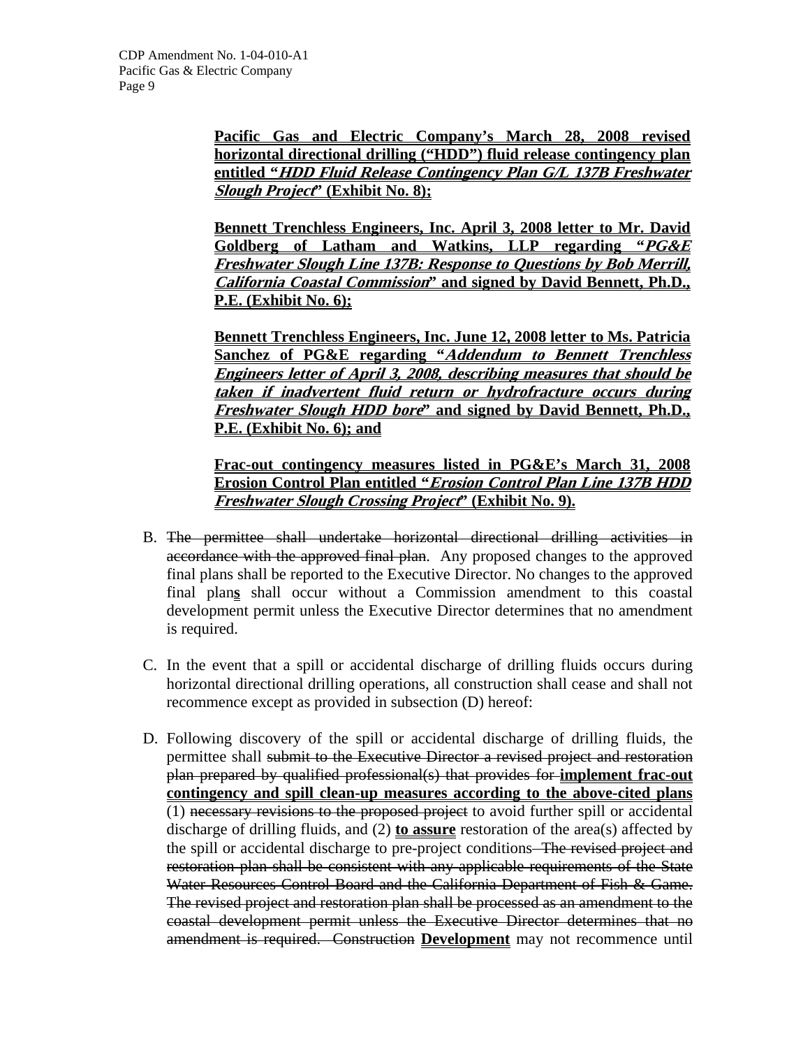**Pacific Gas and Electric Company's March 28, 2008 revised horizontal directional drilling ("HDD") fluid release contingency plan entitled "*HDD Fluid Release Contingency Plan G/L 137B Freshwater Slough Project*" (Exhibit No. 8);**

**Bennett Trenchless Engineers, Inc. April 3, 2008 letter to Mr. David Goldberg of Latham and Watkins, LLP regarding "*PG&E Freshwater Slough Line 137B: Response to Questions by Bob Merrill, California Coastal Commission*" and signed by David Bennett, Ph.D., P.E. (Exhibit No. 6);**

**Bennett Trenchless Engineers, Inc. June 12, 2008 letter to Ms. Patricia Sanchez of PG&E regarding "*Addendum to Bennett Trenchless Engineers letter of April 3, 2008, describing measures that should be taken if inadvertent fluid return or hydrofracture occurs during Freshwater Slough HDD bore*" and signed by David Bennett, Ph.D., P.E. (Exhibit No. 6); and**

**Frac-out contingency measures listed in PG&E's March 31, 2008 Erosion Control Plan entitled "*Erosion Control Plan Line 137B HDD Freshwater Slough Crossing Project*" (Exhibit No. 9).**

B. ~~The permittee shall undertake horizontal directional drilling activities in accordance with the approved final plan~~. Any proposed changes to the approved final plans shall be reported to the Executive Director. No changes to the approved final plan**s** shall occur without a Commission amendment to this coastal development permit unless the Executive Director determines that no amendment is required.

C. In the event that a spill or accidental discharge of drilling fluids occurs during horizontal directional drilling operations, all construction shall cease and shall not recommence except as provided in subsection (D) hereof:

D. Following discovery of the spill or accidental discharge of drilling fluids, the permittee shall ~~submit to the Executive Director a revised project and restoration plan prepared by qualified professional(s) that provides for~~ **implement frac-out contingency and spill clean-up measures according to the above-cited plans** (1) ~~necessary revisions to the proposed project~~ to avoid further spill or accidental discharge of drilling fluids, and (2) **to assure** restoration of the area(s) affected by the spill or accidental discharge to pre-project conditions~~. The revised project and restoration plan shall be consistent with any applicable requirements of the State Water Resources Control Board and the California Department of Fish & Game. The revised project and restoration plan shall be processed as an amendment to the coastal development permit unless the Executive Director determines that no amendment is required. Construction~~ **Development** may not recommence until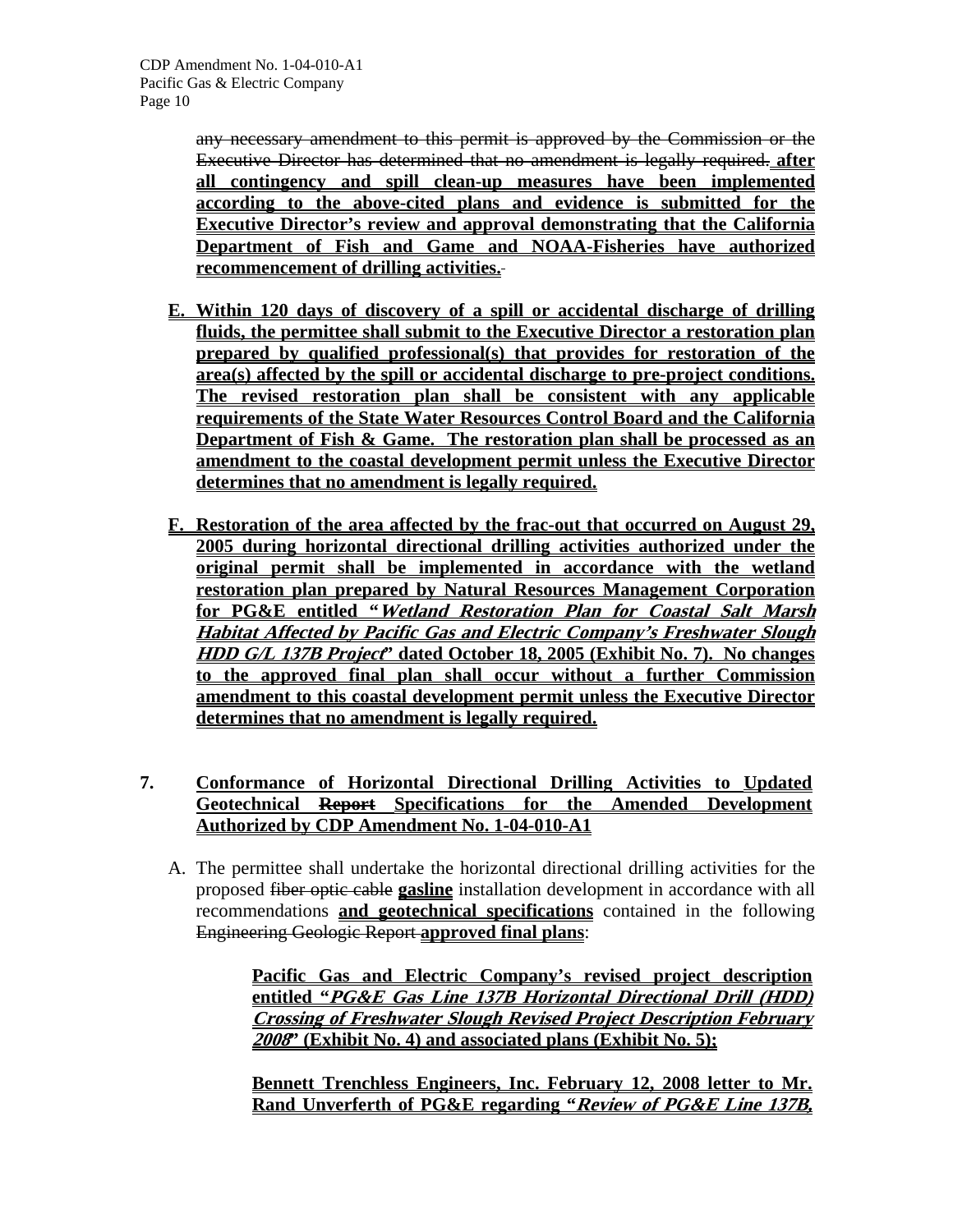any necessary amendment to this permit is approved by the Commission or the Executive Director has determined that no amendment is legally required. **after all contingency and spill clean-up measures have been implemented according to the above-cited plans and evidence is submitted for the Executive Director's review and approval demonstrating that the California Department of Fish and Game and NOAA-Fisheries have authorized recommencement of drilling activities.**

**E. Within 120 days of discovery of a spill or accidental discharge of drilling fluids, the permittee shall submit to the Executive Director a restoration plan prepared by qualified professional(s) that provides for restoration of the area(s) affected by the spill or accidental discharge to pre-project conditions. The revised restoration plan shall be consistent with any applicable requirements of the State Water Resources Control Board and the California Department of Fish & Game. The restoration plan shall be processed as an amendment to the coastal development permit unless the Executive Director determines that no amendment is legally required.**

**F. Restoration of the area affected by the frac-out that occurred on August 29, 2005 during horizontal directional drilling activities authorized under the original permit shall be implemented in accordance with the wetland restoration plan prepared by Natural Resources Management Corporation for PG&E entitled "*Wetland Restoration Plan for Coastal Salt Marsh Habitat Affected by Pacific Gas and Electric Company's Freshwater Slough HDD G/L 137B Project*" dated October 18, 2005 (Exhibit No. 7). No changes to the approved final plan shall occur without a further Commission amendment to this coastal development permit unless the Executive Director determines that no amendment is legally required.**

**7. Conformance of Horizontal Directional Drilling Activities to Updated Geotechnical ~~Report~~ Specifications for the Amended Development Authorized by CDP Amendment No. 1-04-010-A1**

A. The permittee shall undertake the horizontal directional drilling activities for the proposed ~~fiber optic cable~~ **gasline** installation development in accordance with all recommendations **and geotechnical specifications** contained in the following ~~Engineering Geologic Report~~ **approved final plans**:

> **Pacific Gas and Electric Company's revised project description entitled "*PG&E Gas Line 137B Horizontal Directional Drill (HDD) Crossing of Freshwater Slough Revised Project Description February 2008*" (Exhibit No. 4) and associated plans (Exhibit No. 5);**
>
> **Bennett Trenchless Engineers, Inc. February 12, 2008 letter to Mr. Rand Unverferth of PG&E regarding "*Review of PG&E Line 137B,***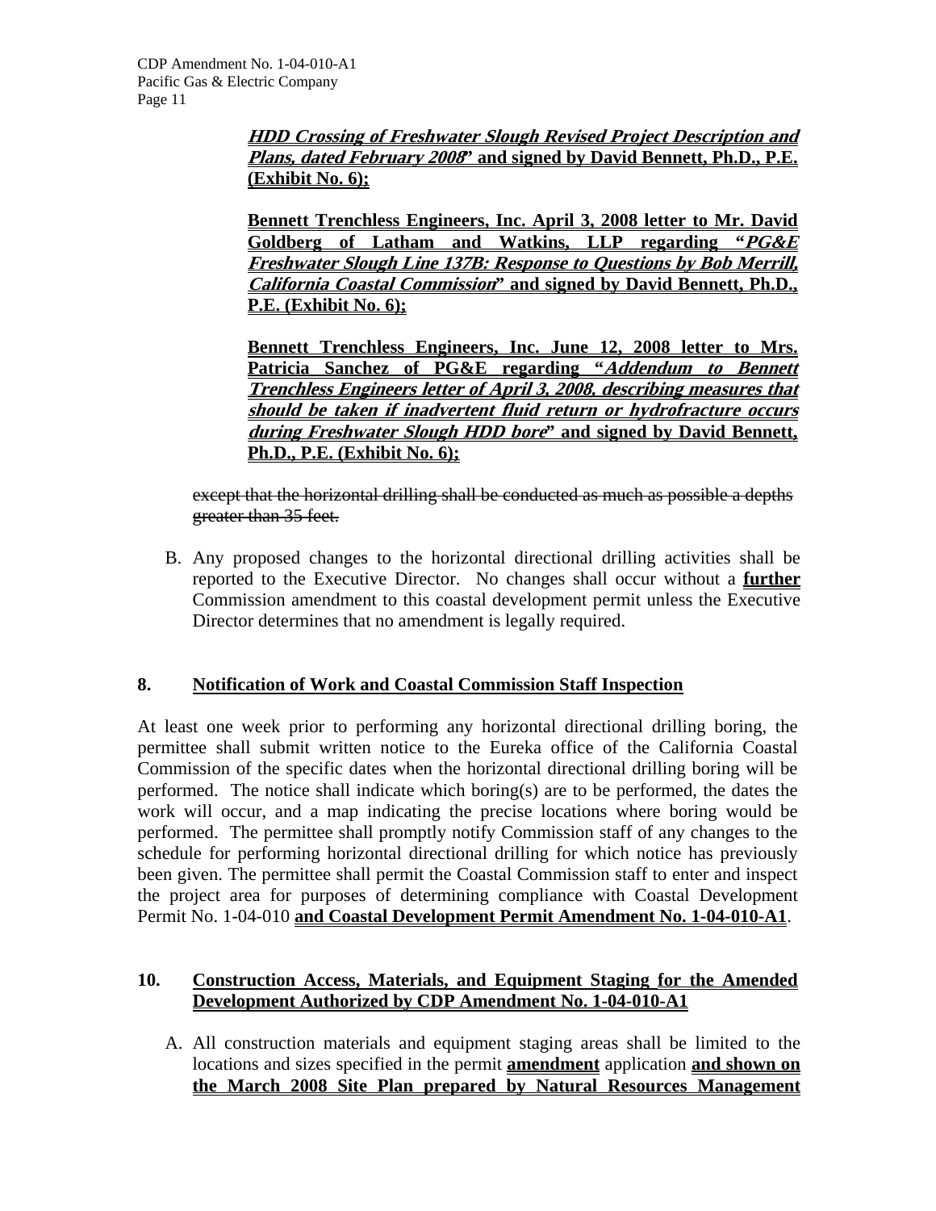***HDD Crossing of Freshwater Slough Revised Project Description and Plans, dated February 2008*" and signed by David Bennett, Ph.D., P.E. (Exhibit No. 6);**

**Bennett Trenchless Engineers, Inc. April 3, 2008 letter to Mr. David Goldberg of Latham and Watkins, LLP regarding "*PG&E Freshwater Slough Line 137B: Response to Questions by Bob Merrill, California Coastal Commission*" and signed by David Bennett, Ph.D., P.E. (Exhibit No. 6);**

**Bennett Trenchless Engineers, Inc. June 12, 2008 letter to Mrs. Patricia Sanchez of PG&E regarding "*Addendum to Bennett Trenchless Engineers letter of April 3, 2008, describing measures that should be taken if inadvertent fluid return or hydrofracture occurs during Freshwater Slough HDD bore*" and signed by David Bennett, Ph.D., P.E. (Exhibit No. 6);**

~~except that the horizontal drilling shall be conducted as much as possible a depths greater than 35 feet.~~

B. Any proposed changes to the horizontal directional drilling activities shall be reported to the Executive Director. No changes shall occur without a **further** Commission amendment to this coastal development permit unless the Executive Director determines that no amendment is legally required.

## 8. Notification of Work and Coastal Commission Staff Inspection

At least one week prior to performing any horizontal directional drilling boring, the permittee shall submit written notice to the Eureka office of the California Coastal Commission of the specific dates when the horizontal directional drilling boring will be performed. The notice shall indicate which boring(s) are to be performed, the dates the work will occur, and a map indicating the precise locations where boring would be performed. The permittee shall promptly notify Commission staff of any changes to the schedule for performing horizontal directional drilling for which notice has previously been given. The permittee shall permit the Coastal Commission staff to enter and inspect the project area for purposes of determining compliance with Coastal Development Permit No. 1-04-010 **and Coastal Development Permit Amendment No. 1-04-010-A1**.

## 10. Construction Access, Materials, and Equipment Staging for the Amended Development Authorized by CDP Amendment No. 1-04-010-A1

A. All construction materials and equipment staging areas shall be limited to the locations and sizes specified in the permit **amendment** application **and shown on the March 2008 Site Plan prepared by Natural Resources Management**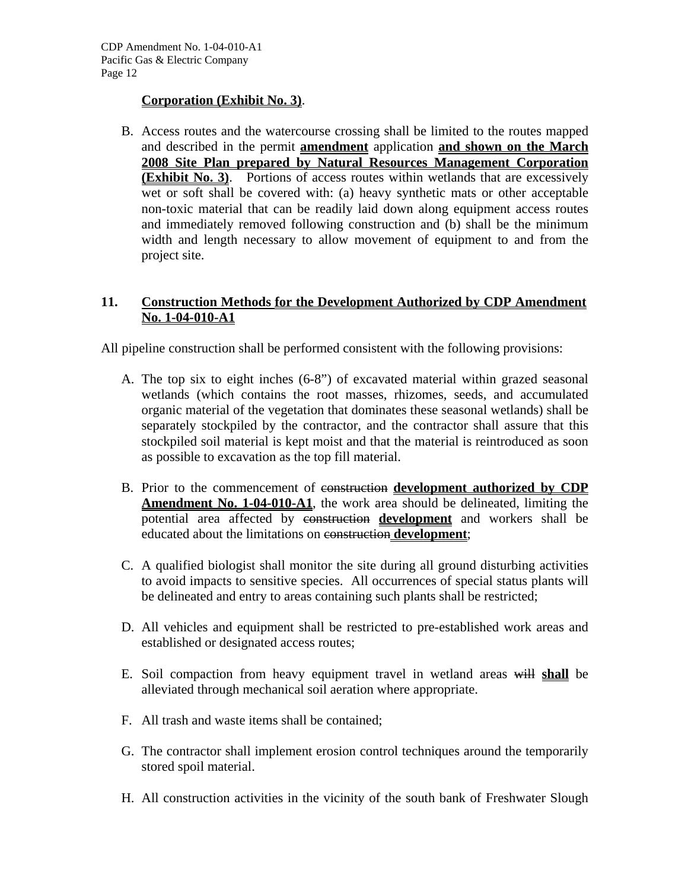**Corporation (Exhibit No. 3)**.

B. Access routes and the watercourse crossing shall be limited to the routes mapped and described in the permit **amendment** application **and shown on the March 2008 Site Plan prepared by Natural Resources Management Corporation (Exhibit No. 3)**. Portions of access routes within wetlands that are excessively wet or soft shall be covered with: (a) heavy synthetic mats or other acceptable non-toxic material that can be readily laid down along equipment access routes and immediately removed following construction and (b) shall be the minimum width and length necessary to allow movement of equipment to and from the project site.

## 11. Construction Methods for the Development Authorized by CDP Amendment No. 1-04-010-A1

All pipeline construction shall be performed consistent with the following provisions:

A. The top six to eight inches (6-8") of excavated material within grazed seasonal wetlands (which contains the root masses, rhizomes, seeds, and accumulated organic material of the vegetation that dominates these seasonal wetlands) shall be separately stockpiled by the contractor, and the contractor shall assure that this stockpiled soil material is kept moist and that the material is reintroduced as soon as possible to excavation as the top fill material.

B. Prior to the commencement of ~~construction~~ **development authorized by CDP Amendment No. 1-04-010-A1**, the work area should be delineated, limiting the potential area affected by ~~construction~~ **development** and workers shall be educated about the limitations on ~~construction~~ **development**;

C. A qualified biologist shall monitor the site during all ground disturbing activities to avoid impacts to sensitive species. All occurrences of special status plants will be delineated and entry to areas containing such plants shall be restricted;

D. All vehicles and equipment shall be restricted to pre-established work areas and established or designated access routes;

E. Soil compaction from heavy equipment travel in wetland areas ~~will~~ **shall** be alleviated through mechanical soil aeration where appropriate.

F. All trash and waste items shall be contained;

G. The contractor shall implement erosion control techniques around the temporarily stored spoil material.

H. All construction activities in the vicinity of the south bank of Freshwater Slough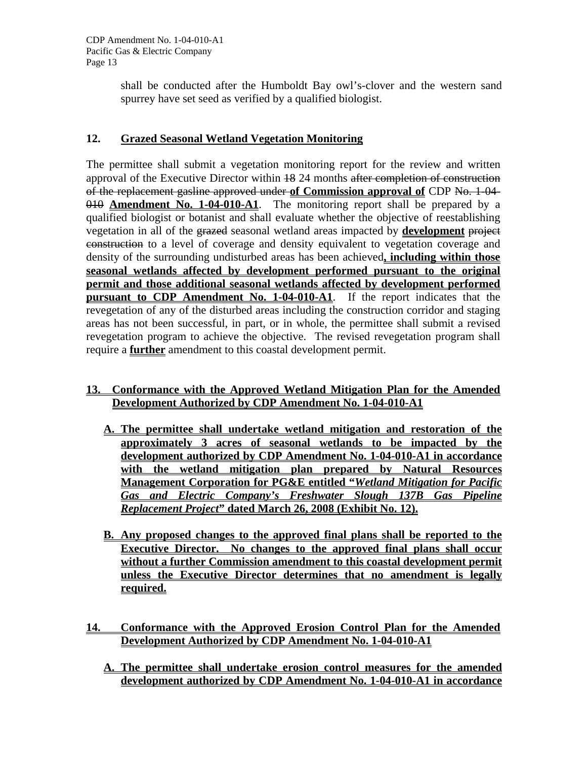shall be conducted after the Humboldt Bay owl's-clover and the western sand spurrey have set seed as verified by a qualified biologist.

## 12. Grazed Seasonal Wetland Vegetation Monitoring

The permittee shall submit a vegetation monitoring report for the review and written approval of the Executive Director within ~~18~~ 24 months ~~after completion of construction of the replacement gasline approved under~~ **of Commission approval of** CDP ~~No. 1-04-010~~ **Amendment No. 1-04-010-A1**. The monitoring report shall be prepared by a qualified biologist or botanist and shall evaluate whether the objective of reestablishing vegetation in all of the ~~grazed~~ seasonal wetland areas impacted by **development** ~~project construction~~ to a level of coverage and density equivalent to vegetation coverage and density of the surrounding undisturbed areas has been achieved**, including within those seasonal wetlands affected by development performed pursuant to the original permit and those additional seasonal wetlands affected by development performed pursuant to CDP Amendment No. 1-04-010-A1**. If the report indicates that the revegetation of any of the disturbed areas including the construction corridor and staging areas has not been successful, in part, or in whole, the permittee shall submit a revised revegetation program to achieve the objective. The revised revegetation program shall require a **further** amendment to this coastal development permit.

## 13. Conformance with the Approved Wetland Mitigation Plan for the Amended Development Authorized by CDP Amendment No. 1-04-010-A1

**A. The permittee shall undertake wetland mitigation and restoration of the approximately 3 acres of seasonal wetlands to be impacted by the development authorized by CDP Amendment No. 1-04-010-A1 in accordance with the wetland mitigation plan prepared by Natural Resources Management Corporation for PG&E entitled "*Wetland Mitigation for Pacific Gas and Electric Company's Freshwater Slough 137B Gas Pipeline Replacement Project*" dated March 26, 2008 (Exhibit No. 12).**

**B. Any proposed changes to the approved final plans shall be reported to the Executive Director. No changes to the approved final plans shall occur without a further Commission amendment to this coastal development permit unless the Executive Director determines that no amendment is legally required.**

## 14. Conformance with the Approved Erosion Control Plan for the Amended Development Authorized by CDP Amendment No. 1-04-010-A1

**A. The permittee shall undertake erosion control measures for the amended development authorized by CDP Amendment No. 1-04-010-A1 in accordance**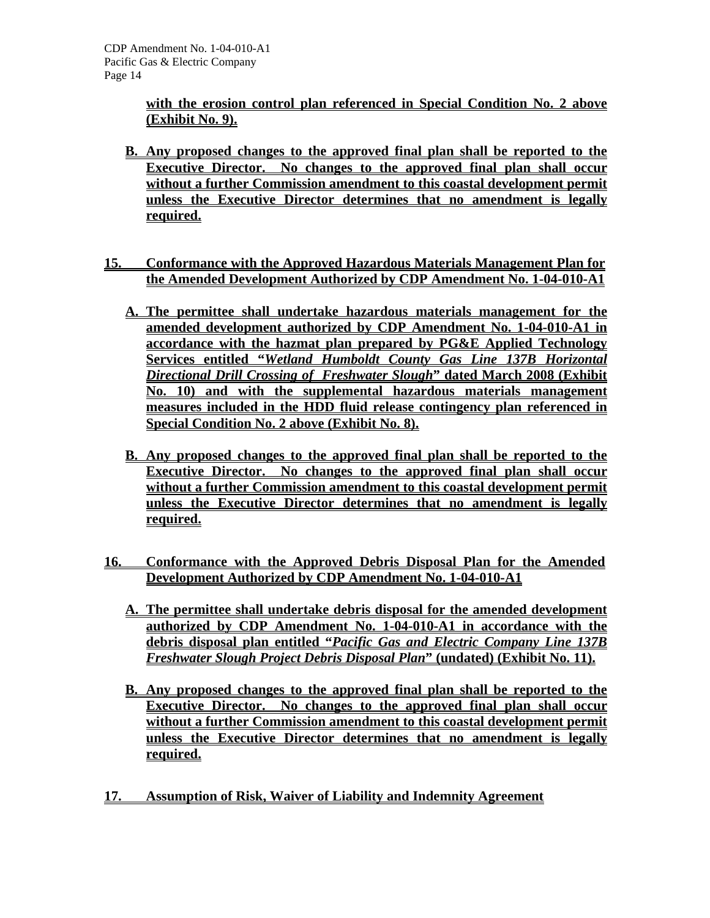**with the erosion control plan referenced in Special Condition No. 2 above (Exhibit No. 9).**

**B. Any proposed changes to the approved final plan shall be reported to the Executive Director. No changes to the approved final plan shall occur without a further Commission amendment to this coastal development permit unless the Executive Director determines that no amendment is legally required.**

**15. Conformance with the Approved Hazardous Materials Management Plan for the Amended Development Authorized by CDP Amendment No. 1-04-010-A1**

**A. The permittee shall undertake hazardous materials management for the amended development authorized by CDP Amendment No. 1-04-010-A1 in accordance with the hazmat plan prepared by PG&E Applied Technology Services entitled "*Wetland Humboldt County Gas Line 137B Horizontal Directional Drill Crossing of Freshwater Slough*" dated March 2008 (Exhibit No. 10) and with the supplemental hazardous materials management measures included in the HDD fluid release contingency plan referenced in Special Condition No. 2 above (Exhibit No. 8).**

**B. Any proposed changes to the approved final plan shall be reported to the Executive Director. No changes to the approved final plan shall occur without a further Commission amendment to this coastal development permit unless the Executive Director determines that no amendment is legally required.**

**16. Conformance with the Approved Debris Disposal Plan for the Amended Development Authorized by CDP Amendment No. 1-04-010-A1**

**A. The permittee shall undertake debris disposal for the amended development authorized by CDP Amendment No. 1-04-010-A1 in accordance with the debris disposal plan entitled "*Pacific Gas and Electric Company Line 137B Freshwater Slough Project Debris Disposal Plan*" (undated) (Exhibit No. 11).**

**B. Any proposed changes to the approved final plan shall be reported to the Executive Director. No changes to the approved final plan shall occur without a further Commission amendment to this coastal development permit unless the Executive Director determines that no amendment is legally required.**

**17. Assumption of Risk, Waiver of Liability and Indemnity Agreement**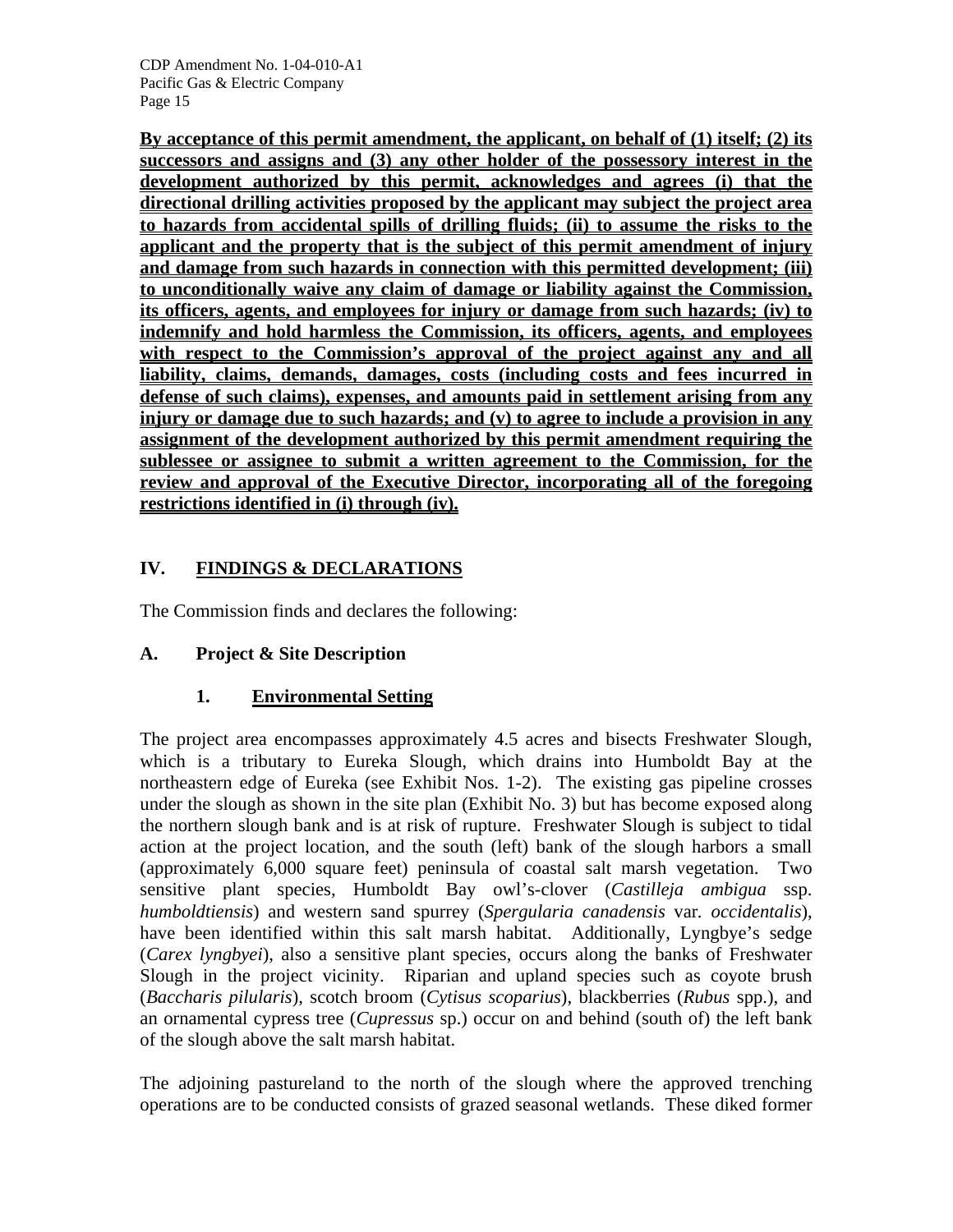**By acceptance of this permit amendment, the applicant, on behalf of (1) itself; (2) its successors and assigns and (3) any other holder of the possessory interest in the development authorized by this permit, acknowledges and agrees (i) that the directional drilling activities proposed by the applicant may subject the project area to hazards from accidental spills of drilling fluids; (ii) to assume the risks to the applicant and the property that is the subject of this permit amendment of injury and damage from such hazards in connection with this permitted development; (iii) to unconditionally waive any claim of damage or liability against the Commission, its officers, agents, and employees for injury or damage from such hazards; (iv) to indemnify and hold harmless the Commission, its officers, agents, and employees with respect to the Commission's approval of the project against any and all liability, claims, demands, damages, costs (including costs and fees incurred in defense of such claims), expenses, and amounts paid in settlement arising from any injury or damage due to such hazards; and (v) to agree to include a provision in any assignment of the development authorized by this permit amendment requiring the sublessee or assignee to submit a written agreement to the Commission, for the review and approval of the Executive Director, incorporating all of the foregoing restrictions identified in (i) through (iv).**

## IV. FINDINGS & DECLARATIONS

The Commission finds and declares the following:

### A. Project & Site Description

#### 1. Environmental Setting

The project area encompasses approximately 4.5 acres and bisects Freshwater Slough, which is a tributary to Eureka Slough, which drains into Humboldt Bay at the northeastern edge of Eureka (see Exhibit Nos. 1-2). The existing gas pipeline crosses under the slough as shown in the site plan (Exhibit No. 3) but has become exposed along the northern slough bank and is at risk of rupture. Freshwater Slough is subject to tidal action at the project location, and the south (left) bank of the slough harbors a small (approximately 6,000 square feet) peninsula of coastal salt marsh vegetation. Two sensitive plant species, Humboldt Bay owl's-clover (*Castilleja ambigua* ssp. *humboldtiensis*) and western sand spurrey (*Spergularia canadensis* var. *occidentalis*), have been identified within this salt marsh habitat. Additionally, Lyngbye's sedge (*Carex lyngbyei*), also a sensitive plant species, occurs along the banks of Freshwater Slough in the project vicinity. Riparian and upland species such as coyote brush (*Baccharis pilularis*), scotch broom (*Cytisus scoparius*), blackberries (*Rubus* spp.), and an ornamental cypress tree (*Cupressus* sp.) occur on and behind (south of) the left bank of the slough above the salt marsh habitat.

The adjoining pastureland to the north of the slough where the approved trenching operations are to be conducted consists of grazed seasonal wetlands. These diked former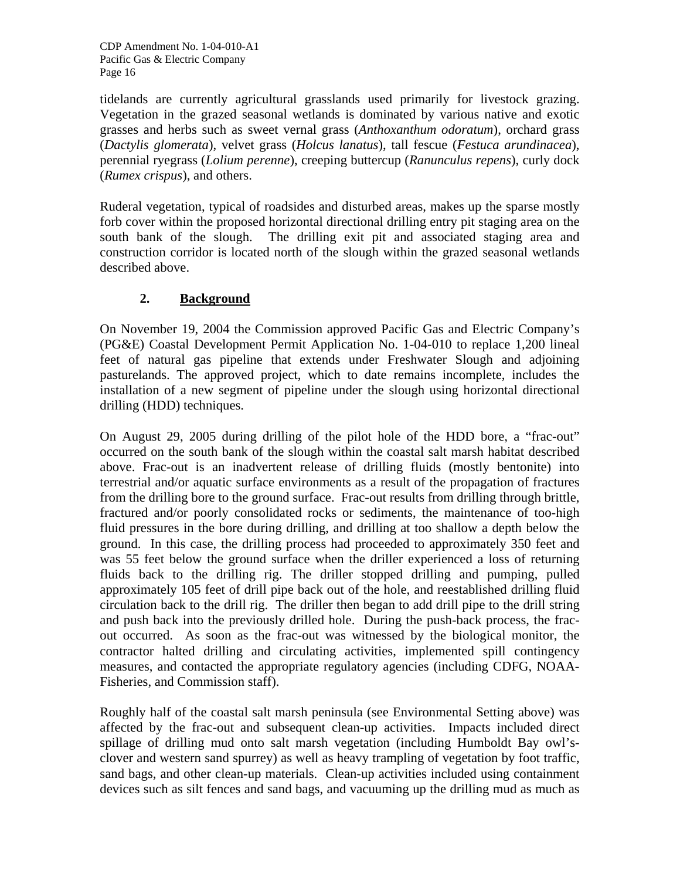tidelands are currently agricultural grasslands used primarily for livestock grazing. Vegetation in the grazed seasonal wetlands is dominated by various native and exotic grasses and herbs such as sweet vernal grass (*Anthoxanthum odoratum*), orchard grass (*Dactylis glomerata*), velvet grass (*Holcus lanatus*), tall fescue (*Festuca arundinacea*), perennial ryegrass (*Lolium perenne*), creeping buttercup (*Ranunculus repens*), curly dock (*Rumex crispus*), and others.

Ruderal vegetation, typical of roadsides and disturbed areas, makes up the sparse mostly forb cover within the proposed horizontal directional drilling entry pit staging area on the south bank of the slough. The drilling exit pit and associated staging area and construction corridor is located north of the slough within the grazed seasonal wetlands described above.

## 2. Background

On November 19, 2004 the Commission approved Pacific Gas and Electric Company's (PG&E) Coastal Development Permit Application No. 1-04-010 to replace 1,200 lineal feet of natural gas pipeline that extends under Freshwater Slough and adjoining pasturelands. The approved project, which to date remains incomplete, includes the installation of a new segment of pipeline under the slough using horizontal directional drilling (HDD) techniques.

On August 29, 2005 during drilling of the pilot hole of the HDD bore, a "frac-out" occurred on the south bank of the slough within the coastal salt marsh habitat described above. Frac-out is an inadvertent release of drilling fluids (mostly bentonite) into terrestrial and/or aquatic surface environments as a result of the propagation of fractures from the drilling bore to the ground surface. Frac-out results from drilling through brittle, fractured and/or poorly consolidated rocks or sediments, the maintenance of too-high fluid pressures in the bore during drilling, and drilling at too shallow a depth below the ground. In this case, the drilling process had proceeded to approximately 350 feet and was 55 feet below the ground surface when the driller experienced a loss of returning fluids back to the drilling rig. The driller stopped drilling and pumping, pulled approximately 105 feet of drill pipe back out of the hole, and reestablished drilling fluid circulation back to the drill rig. The driller then began to add drill pipe to the drill string and push back into the previously drilled hole. During the push-back process, the frac-out occurred. As soon as the frac-out was witnessed by the biological monitor, the contractor halted drilling and circulating activities, implemented spill contingency measures, and contacted the appropriate regulatory agencies (including CDFG, NOAA-Fisheries, and Commission staff).

Roughly half of the coastal salt marsh peninsula (see Environmental Setting above) was affected by the frac-out and subsequent clean-up activities. Impacts included direct spillage of drilling mud onto salt marsh vegetation (including Humboldt Bay owl's-clover and western sand spurrey) as well as heavy trampling of vegetation by foot traffic, sand bags, and other clean-up materials. Clean-up activities included using containment devices such as silt fences and sand bags, and vacuuming up the drilling mud as much as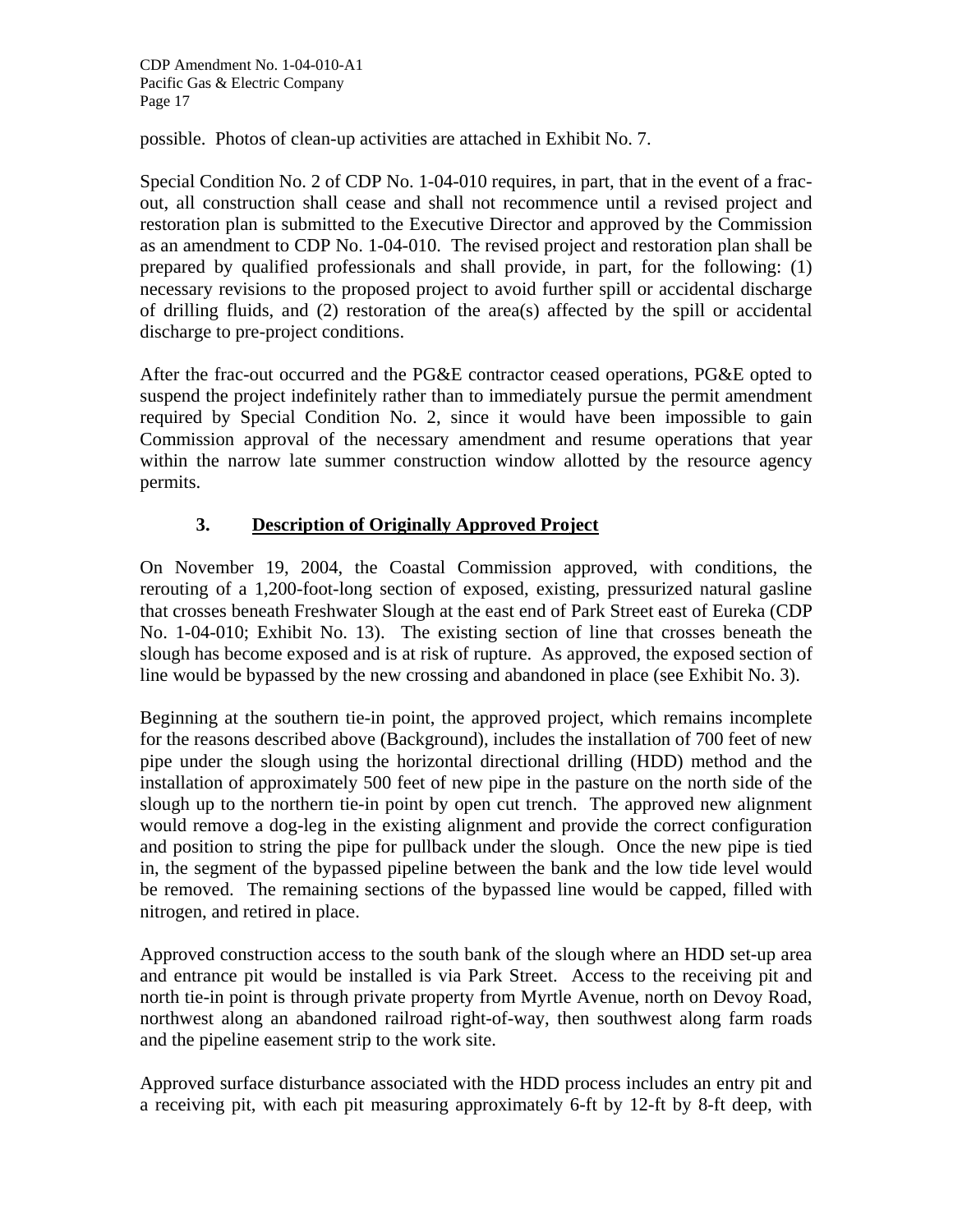possible. Photos of clean-up activities are attached in Exhibit No. 7.

Special Condition No. 2 of CDP No. 1-04-010 requires, in part, that in the event of a frac-out, all construction shall cease and shall not recommence until a revised project and restoration plan is submitted to the Executive Director and approved by the Commission as an amendment to CDP No. 1-04-010. The revised project and restoration plan shall be prepared by qualified professionals and shall provide, in part, for the following: (1) necessary revisions to the proposed project to avoid further spill or accidental discharge of drilling fluids, and (2) restoration of the area(s) affected by the spill or accidental discharge to pre-project conditions.

After the frac-out occurred and the PG&E contractor ceased operations, PG&E opted to suspend the project indefinitely rather than to immediately pursue the permit amendment required by Special Condition No. 2, since it would have been impossible to gain Commission approval of the necessary amendment and resume operations that year within the narrow late summer construction window allotted by the resource agency permits.

### 3. Description of Originally Approved Project

On November 19, 2004, the Coastal Commission approved, with conditions, the rerouting of a 1,200-foot-long section of exposed, existing, pressurized natural gasline that crosses beneath Freshwater Slough at the east end of Park Street east of Eureka (CDP No. 1-04-010; Exhibit No. 13). The existing section of line that crosses beneath the slough has become exposed and is at risk of rupture. As approved, the exposed section of line would be bypassed by the new crossing and abandoned in place (see Exhibit No. 3).

Beginning at the southern tie-in point, the approved project, which remains incomplete for the reasons described above (Background), includes the installation of 700 feet of new pipe under the slough using the horizontal directional drilling (HDD) method and the installation of approximately 500 feet of new pipe in the pasture on the north side of the slough up to the northern tie-in point by open cut trench. The approved new alignment would remove a dog-leg in the existing alignment and provide the correct configuration and position to string the pipe for pullback under the slough. Once the new pipe is tied in, the segment of the bypassed pipeline between the bank and the low tide level would be removed. The remaining sections of the bypassed line would be capped, filled with nitrogen, and retired in place.

Approved construction access to the south bank of the slough where an HDD set-up area and entrance pit would be installed is via Park Street. Access to the receiving pit and north tie-in point is through private property from Myrtle Avenue, north on Devoy Road, northwest along an abandoned railroad right-of-way, then southwest along farm roads and the pipeline easement strip to the work site.

Approved surface disturbance associated with the HDD process includes an entry pit and a receiving pit, with each pit measuring approximately 6-ft by 12-ft by 8-ft deep, with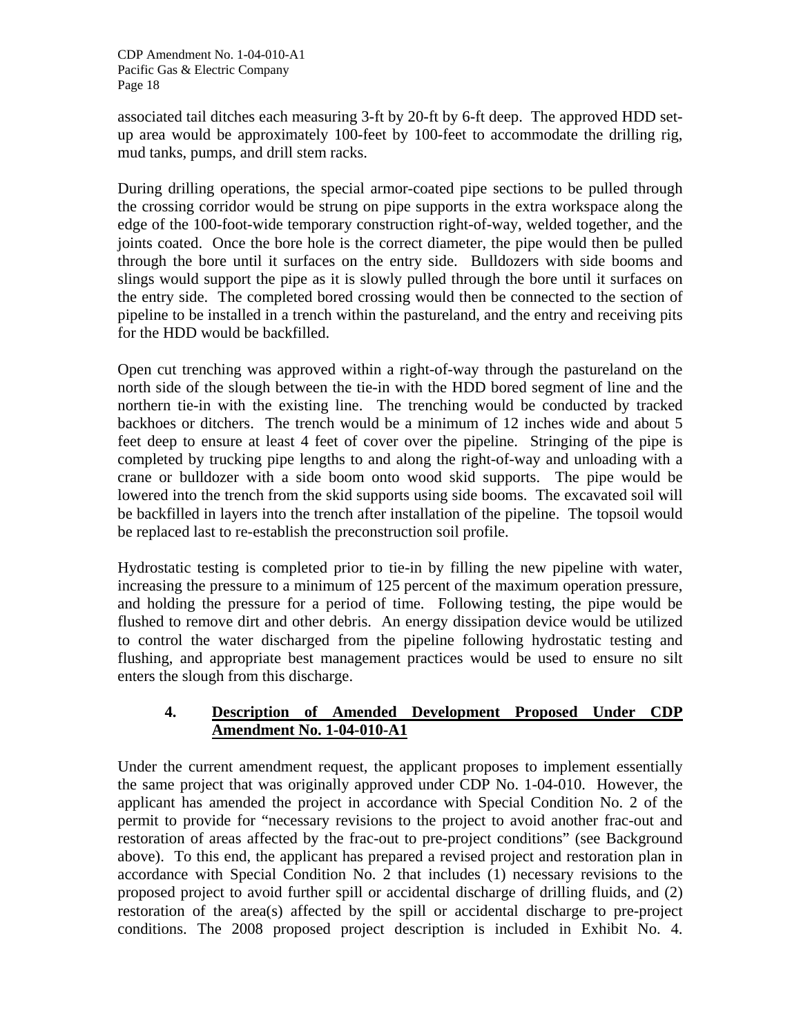associated tail ditches each measuring 3-ft by 20-ft by 6-ft deep. The approved HDD set-up area would be approximately 100-feet by 100-feet to accommodate the drilling rig, mud tanks, pumps, and drill stem racks.

During drilling operations, the special armor-coated pipe sections to be pulled through the crossing corridor would be strung on pipe supports in the extra workspace along the edge of the 100-foot-wide temporary construction right-of-way, welded together, and the joints coated. Once the bore hole is the correct diameter, the pipe would then be pulled through the bore until it surfaces on the entry side. Bulldozers with side booms and slings would support the pipe as it is slowly pulled through the bore until it surfaces on the entry side. The completed bored crossing would then be connected to the section of pipeline to be installed in a trench within the pastureland, and the entry and receiving pits for the HDD would be backfilled.

Open cut trenching was approved within a right-of-way through the pastureland on the north side of the slough between the tie-in with the HDD bored segment of line and the northern tie-in with the existing line. The trenching would be conducted by tracked backhoes or ditchers. The trench would be a minimum of 12 inches wide and about 5 feet deep to ensure at least 4 feet of cover over the pipeline. Stringing of the pipe is completed by trucking pipe lengths to and along the right-of-way and unloading with a crane or bulldozer with a side boom onto wood skid supports. The pipe would be lowered into the trench from the skid supports using side booms. The excavated soil will be backfilled in layers into the trench after installation of the pipeline. The topsoil would be replaced last to re-establish the preconstruction soil profile.

Hydrostatic testing is completed prior to tie-in by filling the new pipeline with water, increasing the pressure to a minimum of 125 percent of the maximum operation pressure, and holding the pressure for a period of time. Following testing, the pipe would be flushed to remove dirt and other debris. An energy dissipation device would be utilized to control the water discharged from the pipeline following hydrostatic testing and flushing, and appropriate best management practices would be used to ensure no silt enters the slough from this discharge.

### 4. Description of Amended Development Proposed Under CDP Amendment No. 1-04-010-A1

Under the current amendment request, the applicant proposes to implement essentially the same project that was originally approved under CDP No. 1-04-010. However, the applicant has amended the project in accordance with Special Condition No. 2 of the permit to provide for "necessary revisions to the project to avoid another frac-out and restoration of areas affected by the frac-out to pre-project conditions" (see Background above). To this end, the applicant has prepared a revised project and restoration plan in accordance with Special Condition No. 2 that includes (1) necessary revisions to the proposed project to avoid further spill or accidental discharge of drilling fluids, and (2) restoration of the area(s) affected by the spill or accidental discharge to pre-project conditions. The 2008 proposed project description is included in Exhibit No. 4.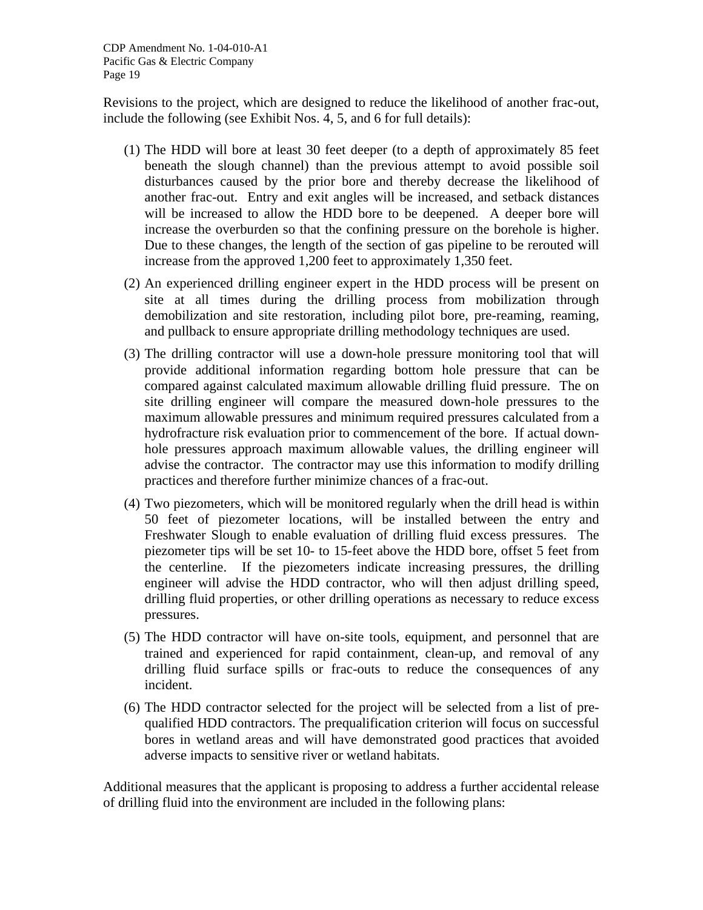Revisions to the project, which are designed to reduce the likelihood of another frac-out, include the following (see Exhibit Nos. 4, 5, and 6 for full details):

(1) The HDD will bore at least 30 feet deeper (to a depth of approximately 85 feet beneath the slough channel) than the previous attempt to avoid possible soil disturbances caused by the prior bore and thereby decrease the likelihood of another frac-out. Entry and exit angles will be increased, and setback distances will be increased to allow the HDD bore to be deepened. A deeper bore will increase the overburden so that the confining pressure on the borehole is higher. Due to these changes, the length of the section of gas pipeline to be rerouted will increase from the approved 1,200 feet to approximately 1,350 feet.

(2) An experienced drilling engineer expert in the HDD process will be present on site at all times during the drilling process from mobilization through demobilization and site restoration, including pilot bore, pre-reaming, reaming, and pullback to ensure appropriate drilling methodology techniques are used.

(3) The drilling contractor will use a down-hole pressure monitoring tool that will provide additional information regarding bottom hole pressure that can be compared against calculated maximum allowable drilling fluid pressure. The on site drilling engineer will compare the measured down-hole pressures to the maximum allowable pressures and minimum required pressures calculated from a hydrofracture risk evaluation prior to commencement of the bore. If actual down-hole pressures approach maximum allowable values, the drilling engineer will advise the contractor. The contractor may use this information to modify drilling practices and therefore further minimize chances of a frac-out.

(4) Two piezometers, which will be monitored regularly when the drill head is within 50 feet of piezometer locations, will be installed between the entry and Freshwater Slough to enable evaluation of drilling fluid excess pressures. The piezometer tips will be set 10- to 15-feet above the HDD bore, offset 5 feet from the centerline. If the piezometers indicate increasing pressures, the drilling engineer will advise the HDD contractor, who will then adjust drilling speed, drilling fluid properties, or other drilling operations as necessary to reduce excess pressures.

(5) The HDD contractor will have on-site tools, equipment, and personnel that are trained and experienced for rapid containment, clean-up, and removal of any drilling fluid surface spills or frac-outs to reduce the consequences of any incident.

(6) The HDD contractor selected for the project will be selected from a list of pre-qualified HDD contractors. The prequalification criterion will focus on successful bores in wetland areas and will have demonstrated good practices that avoided adverse impacts to sensitive river or wetland habitats.

Additional measures that the applicant is proposing to address a further accidental release of drilling fluid into the environment are included in the following plans: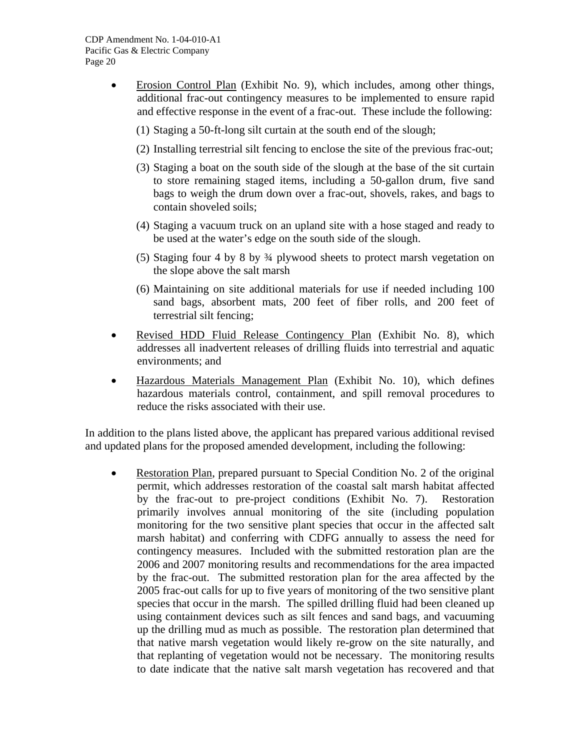- Erosion Control Plan (Exhibit No. 9), which includes, among other things, additional frac-out contingency measures to be implemented to ensure rapid and effective response in the event of a frac-out. These include the following:

  (1) Staging a 50-ft-long silt curtain at the south end of the slough;

  (2) Installing terrestrial silt fencing to enclose the site of the previous frac-out;

  (3) Staging a boat on the south side of the slough at the base of the sit curtain to store remaining staged items, including a 50-gallon drum, five sand bags to weigh the drum down over a frac-out, shovels, rakes, and bags to contain shoveled soils;

  (4) Staging a vacuum truck on an upland site with a hose staged and ready to be used at the water's edge on the south side of the slough.

  (5) Staging four 4 by 8 by ¾ plywood sheets to protect marsh vegetation on the slope above the salt marsh

  (6) Maintaining on site additional materials for use if needed including 100 sand bags, absorbent mats, 200 feet of fiber rolls, and 200 feet of terrestrial silt fencing;

- Revised HDD Fluid Release Contingency Plan (Exhibit No. 8), which addresses all inadvertent releases of drilling fluids into terrestrial and aquatic environments; and

- Hazardous Materials Management Plan (Exhibit No. 10), which defines hazardous materials control, containment, and spill removal procedures to reduce the risks associated with their use.

In addition to the plans listed above, the applicant has prepared various additional revised and updated plans for the proposed amended development, including the following:

- Restoration Plan, prepared pursuant to Special Condition No. 2 of the original permit, which addresses restoration of the coastal salt marsh habitat affected by the frac-out to pre-project conditions (Exhibit No. 7). Restoration primarily involves annual monitoring of the site (including population monitoring for the two sensitive plant species that occur in the affected salt marsh habitat) and conferring with CDFG annually to assess the need for contingency measures. Included with the submitted restoration plan are the 2006 and 2007 monitoring results and recommendations for the area impacted by the frac-out. The submitted restoration plan for the area affected by the 2005 frac-out calls for up to five years of monitoring of the two sensitive plant species that occur in the marsh. The spilled drilling fluid had been cleaned up using containment devices such as silt fences and sand bags, and vacuuming up the drilling mud as much as possible. The restoration plan determined that that native marsh vegetation would likely re-grow on the site naturally, and that replanting of vegetation would not be necessary. The monitoring results to date indicate that the native salt marsh vegetation has recovered and that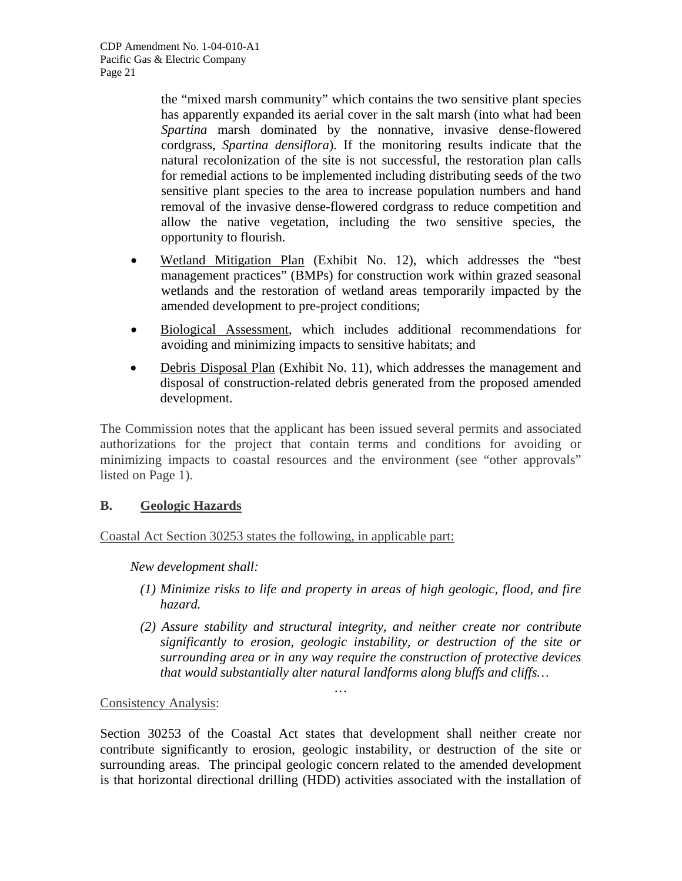the "mixed marsh community" which contains the two sensitive plant species has apparently expanded its aerial cover in the salt marsh (into what had been *Spartina* marsh dominated by the nonnative, invasive dense-flowered cordgrass, *Spartina densiflora*). If the monitoring results indicate that the natural recolonization of the site is not successful, the restoration plan calls for remedial actions to be implemented including distributing seeds of the two sensitive plant species to the area to increase population numbers and hand removal of the invasive dense-flowered cordgrass to reduce competition and allow the native vegetation, including the two sensitive species, the opportunity to flourish.

- <u>Wetland Mitigation Plan</u> (Exhibit No. 12), which addresses the "best management practices" (BMPs) for construction work within grazed seasonal wetlands and the restoration of wetland areas temporarily impacted by the amended development to pre-project conditions;
- <u>Biological Assessment</u>, which includes additional recommendations for avoiding and minimizing impacts to sensitive habitats; and
- <u>Debris Disposal Plan</u> (Exhibit No. 11), which addresses the management and disposal of construction-related debris generated from the proposed amended development.

The Commission notes that the applicant has been issued several permits and associated authorizations for the project that contain terms and conditions for avoiding or minimizing impacts to coastal resources and the environment (see "other approvals" listed on Page 1).

## B. Geologic Hazards

<u>Coastal Act Section 30253 states the following, in applicable part:</u>

*New development shall:*

*(1) Minimize risks to life and property in areas of high geologic, flood, and fire hazard.*

*(2) Assure stability and structural integrity, and neither create nor contribute significantly to erosion, geologic instability, or destruction of the site or surrounding area or in any way require the construction of protective devices that would substantially alter natural landforms along bluffs and cliffs…*

…

<u>Consistency Analysis</u>:

Section 30253 of the Coastal Act states that development shall neither create nor contribute significantly to erosion, geologic instability, or destruction of the site or surrounding areas. The principal geologic concern related to the amended development is that horizontal directional drilling (HDD) activities associated with the installation of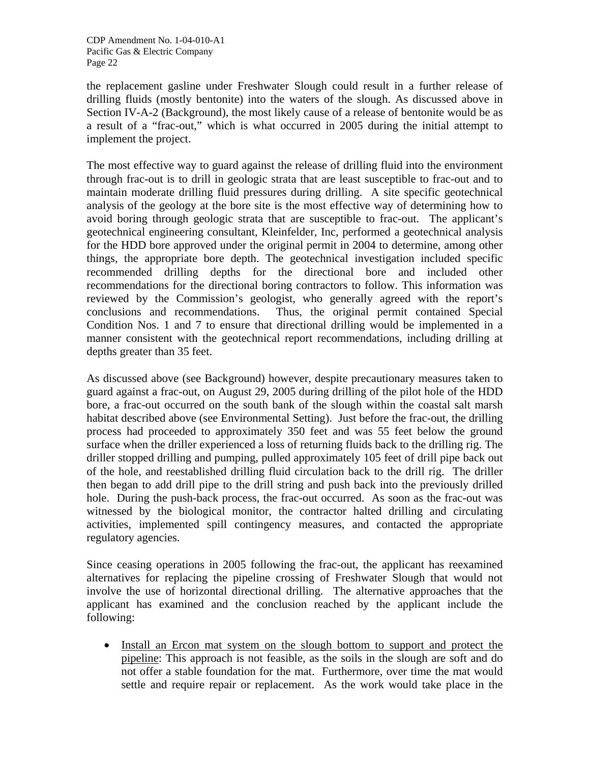the replacement gasline under Freshwater Slough could result in a further release of drilling fluids (mostly bentonite) into the waters of the slough. As discussed above in Section IV-A-2 (Background), the most likely cause of a release of bentonite would be as a result of a "frac-out," which is what occurred in 2005 during the initial attempt to implement the project.

The most effective way to guard against the release of drilling fluid into the environment through frac-out is to drill in geologic strata that are least susceptible to frac-out and to maintain moderate drilling fluid pressures during drilling. A site specific geotechnical analysis of the geology at the bore site is the most effective way of determining how to avoid boring through geologic strata that are susceptible to frac-out. The applicant's geotechnical engineering consultant, Kleinfelder, Inc, performed a geotechnical analysis for the HDD bore approved under the original permit in 2004 to determine, among other things, the appropriate bore depth. The geotechnical investigation included specific recommended drilling depths for the directional bore and included other recommendations for the directional boring contractors to follow. This information was reviewed by the Commission's geologist, who generally agreed with the report's conclusions and recommendations. Thus, the original permit contained Special Condition Nos. 1 and 7 to ensure that directional drilling would be implemented in a manner consistent with the geotechnical report recommendations, including drilling at depths greater than 35 feet.

As discussed above (see Background) however, despite precautionary measures taken to guard against a frac-out, on August 29, 2005 during drilling of the pilot hole of the HDD bore, a frac-out occurred on the south bank of the slough within the coastal salt marsh habitat described above (see Environmental Setting). Just before the frac-out, the drilling process had proceeded to approximately 350 feet and was 55 feet below the ground surface when the driller experienced a loss of returning fluids back to the drilling rig. The driller stopped drilling and pumping, pulled approximately 105 feet of drill pipe back out of the hole, and reestablished drilling fluid circulation back to the drill rig. The driller then began to add drill pipe to the drill string and push back into the previously drilled hole. During the push-back process, the frac-out occurred. As soon as the frac-out was witnessed by the biological monitor, the contractor halted drilling and circulating activities, implemented spill contingency measures, and contacted the appropriate regulatory agencies.

Since ceasing operations in 2005 following the frac-out, the applicant has reexamined alternatives for replacing the pipeline crossing of Freshwater Slough that would not involve the use of horizontal directional drilling. The alternative approaches that the applicant has examined and the conclusion reached by the applicant include the following:

- <u>Install an Ercon mat system on the slough bottom to support and protect the pipeline</u>: This approach is not feasible, as the soils in the slough are soft and do not offer a stable foundation for the mat. Furthermore, over time the mat would settle and require repair or replacement. As the work would take place in the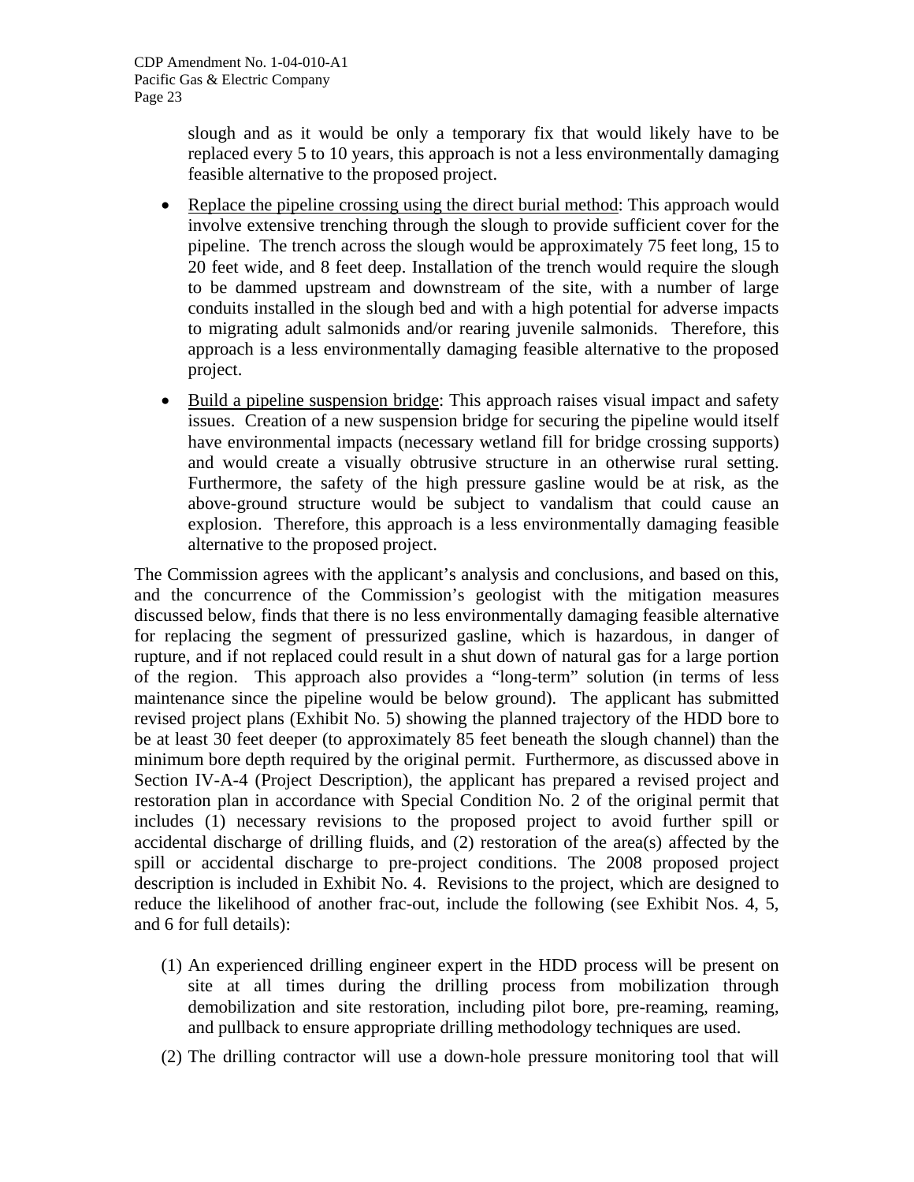slough and as it would be only a temporary fix that would likely have to be replaced every 5 to 10 years, this approach is not a less environmentally damaging feasible alternative to the proposed project.

- Replace the pipeline crossing using the direct burial method: This approach would involve extensive trenching through the slough to provide sufficient cover for the pipeline. The trench across the slough would be approximately 75 feet long, 15 to 20 feet wide, and 8 feet deep. Installation of the trench would require the slough to be dammed upstream and downstream of the site, with a number of large conduits installed in the slough bed and with a high potential for adverse impacts to migrating adult salmonids and/or rearing juvenile salmonids. Therefore, this approach is a less environmentally damaging feasible alternative to the proposed project.
- Build a pipeline suspension bridge: This approach raises visual impact and safety issues. Creation of a new suspension bridge for securing the pipeline would itself have environmental impacts (necessary wetland fill for bridge crossing supports) and would create a visually obtrusive structure in an otherwise rural setting. Furthermore, the safety of the high pressure gasline would be at risk, as the above-ground structure would be subject to vandalism that could cause an explosion. Therefore, this approach is a less environmentally damaging feasible alternative to the proposed project.

The Commission agrees with the applicant's analysis and conclusions, and based on this, and the concurrence of the Commission's geologist with the mitigation measures discussed below, finds that there is no less environmentally damaging feasible alternative for replacing the segment of pressurized gasline, which is hazardous, in danger of rupture, and if not replaced could result in a shut down of natural gas for a large portion of the region. This approach also provides a "long-term" solution (in terms of less maintenance since the pipeline would be below ground). The applicant has submitted revised project plans (Exhibit No. 5) showing the planned trajectory of the HDD bore to be at least 30 feet deeper (to approximately 85 feet beneath the slough channel) than the minimum bore depth required by the original permit. Furthermore, as discussed above in Section IV-A-4 (Project Description), the applicant has prepared a revised project and restoration plan in accordance with Special Condition No. 2 of the original permit that includes (1) necessary revisions to the proposed project to avoid further spill or accidental discharge of drilling fluids, and (2) restoration of the area(s) affected by the spill or accidental discharge to pre-project conditions. The 2008 proposed project description is included in Exhibit No. 4. Revisions to the project, which are designed to reduce the likelihood of another frac-out, include the following (see Exhibit Nos. 4, 5, and 6 for full details):

(1) An experienced drilling engineer expert in the HDD process will be present on site at all times during the drilling process from mobilization through demobilization and site restoration, including pilot bore, pre-reaming, reaming, and pullback to ensure appropriate drilling methodology techniques are used.

(2) The drilling contractor will use a down-hole pressure monitoring tool that will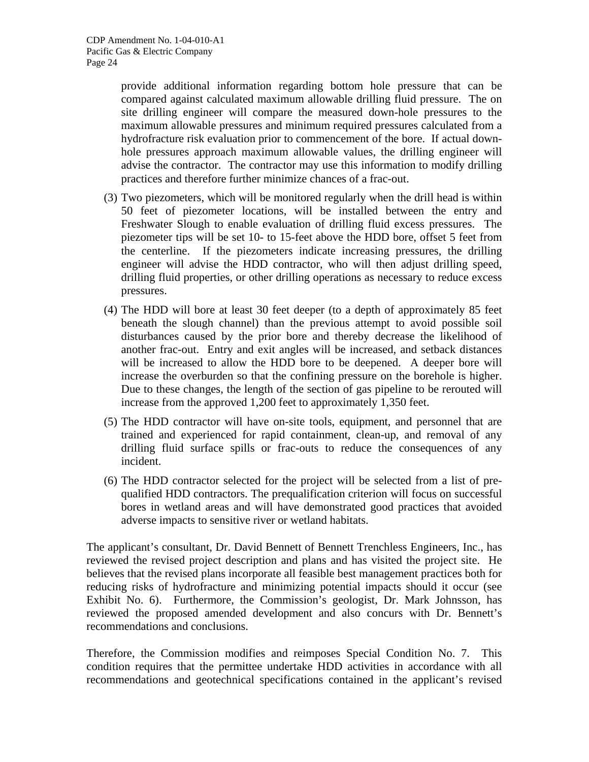provide additional information regarding bottom hole pressure that can be compared against calculated maximum allowable drilling fluid pressure. The on site drilling engineer will compare the measured down-hole pressures to the maximum allowable pressures and minimum required pressures calculated from a hydrofracture risk evaluation prior to commencement of the bore. If actual down-hole pressures approach maximum allowable values, the drilling engineer will advise the contractor. The contractor may use this information to modify drilling practices and therefore further minimize chances of a frac-out.

(3) Two piezometers, which will be monitored regularly when the drill head is within 50 feet of piezometer locations, will be installed between the entry and Freshwater Slough to enable evaluation of drilling fluid excess pressures. The piezometer tips will be set 10- to 15-feet above the HDD bore, offset 5 feet from the centerline. If the piezometers indicate increasing pressures, the drilling engineer will advise the HDD contractor, who will then adjust drilling speed, drilling fluid properties, or other drilling operations as necessary to reduce excess pressures.

(4) The HDD will bore at least 30 feet deeper (to a depth of approximately 85 feet beneath the slough channel) than the previous attempt to avoid possible soil disturbances caused by the prior bore and thereby decrease the likelihood of another frac-out. Entry and exit angles will be increased, and setback distances will be increased to allow the HDD bore to be deepened. A deeper bore will increase the overburden so that the confining pressure on the borehole is higher. Due to these changes, the length of the section of gas pipeline to be rerouted will increase from the approved 1,200 feet to approximately 1,350 feet.

(5) The HDD contractor will have on-site tools, equipment, and personnel that are trained and experienced for rapid containment, clean-up, and removal of any drilling fluid surface spills or frac-outs to reduce the consequences of any incident.

(6) The HDD contractor selected for the project will be selected from a list of pre-qualified HDD contractors. The prequalification criterion will focus on successful bores in wetland areas and will have demonstrated good practices that avoided adverse impacts to sensitive river or wetland habitats.

The applicant's consultant, Dr. David Bennett of Bennett Trenchless Engineers, Inc., has reviewed the revised project description and plans and has visited the project site. He believes that the revised plans incorporate all feasible best management practices both for reducing risks of hydrofracture and minimizing potential impacts should it occur (see Exhibit No. 6). Furthermore, the Commission's geologist, Dr. Mark Johnsson, has reviewed the proposed amended development and also concurs with Dr. Bennett's recommendations and conclusions.

Therefore, the Commission modifies and reimposes Special Condition No. 7. This condition requires that the permittee undertake HDD activities in accordance with all recommendations and geotechnical specifications contained in the applicant's revised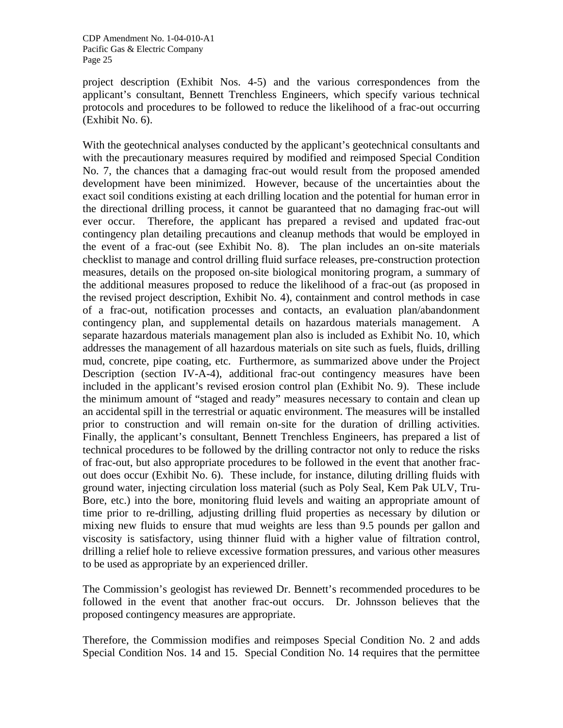project description (Exhibit Nos. 4-5) and the various correspondences from the applicant's consultant, Bennett Trenchless Engineers, which specify various technical protocols and procedures to be followed to reduce the likelihood of a frac-out occurring (Exhibit No. 6).

With the geotechnical analyses conducted by the applicant's geotechnical consultants and with the precautionary measures required by modified and reimposed Special Condition No. 7, the chances that a damaging frac-out would result from the proposed amended development have been minimized. However, because of the uncertainties about the exact soil conditions existing at each drilling location and the potential for human error in the directional drilling process, it cannot be guaranteed that no damaging frac-out will ever occur. Therefore, the applicant has prepared a revised and updated frac-out contingency plan detailing precautions and cleanup methods that would be employed in the event of a frac-out (see Exhibit No. 8). The plan includes an on-site materials checklist to manage and control drilling fluid surface releases, pre-construction protection measures, details on the proposed on-site biological monitoring program, a summary of the additional measures proposed to reduce the likelihood of a frac-out (as proposed in the revised project description, Exhibit No. 4), containment and control methods in case of a frac-out, notification processes and contacts, an evaluation plan/abandonment contingency plan, and supplemental details on hazardous materials management. A separate hazardous materials management plan also is included as Exhibit No. 10, which addresses the management of all hazardous materials on site such as fuels, fluids, drilling mud, concrete, pipe coating, etc. Furthermore, as summarized above under the Project Description (section IV-A-4), additional frac-out contingency measures have been included in the applicant's revised erosion control plan (Exhibit No. 9). These include the minimum amount of "staged and ready" measures necessary to contain and clean up an accidental spill in the terrestrial or aquatic environment. The measures will be installed prior to construction and will remain on-site for the duration of drilling activities. Finally, the applicant's consultant, Bennett Trenchless Engineers, has prepared a list of technical procedures to be followed by the drilling contractor not only to reduce the risks of frac-out, but also appropriate procedures to be followed in the event that another frac-out does occur (Exhibit No. 6). These include, for instance, diluting drilling fluids with ground water, injecting circulation loss material (such as Poly Seal, Kem Pak ULV, Tru-Bore, etc.) into the bore, monitoring fluid levels and waiting an appropriate amount of time prior to re-drilling, adjusting drilling fluid properties as necessary by dilution or mixing new fluids to ensure that mud weights are less than 9.5 pounds per gallon and viscosity is satisfactory, using thinner fluid with a higher value of filtration control, drilling a relief hole to relieve excessive formation pressures, and various other measures to be used as appropriate by an experienced driller.

The Commission's geologist has reviewed Dr. Bennett's recommended procedures to be followed in the event that another frac-out occurs. Dr. Johnsson believes that the proposed contingency measures are appropriate.

Therefore, the Commission modifies and reimposes Special Condition No. 2 and adds Special Condition Nos. 14 and 15. Special Condition No. 14 requires that the permittee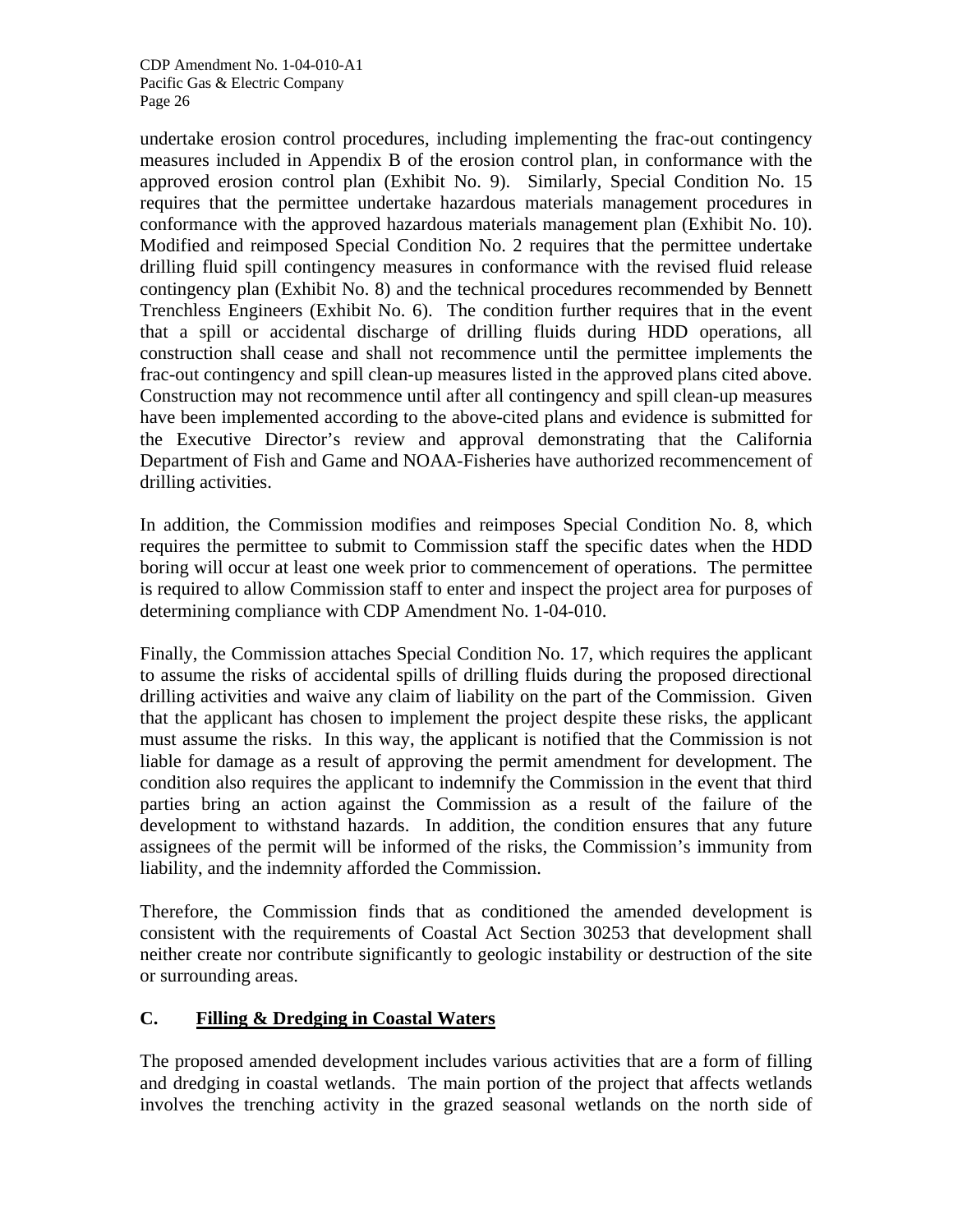undertake erosion control procedures, including implementing the frac-out contingency measures included in Appendix B of the erosion control plan, in conformance with the approved erosion control plan (Exhibit No. 9). Similarly, Special Condition No. 15 requires that the permittee undertake hazardous materials management procedures in conformance with the approved hazardous materials management plan (Exhibit No. 10). Modified and reimposed Special Condition No. 2 requires that the permittee undertake drilling fluid spill contingency measures in conformance with the revised fluid release contingency plan (Exhibit No. 8) and the technical procedures recommended by Bennett Trenchless Engineers (Exhibit No. 6). The condition further requires that in the event that a spill or accidental discharge of drilling fluids during HDD operations, all construction shall cease and shall not recommence until the permittee implements the frac-out contingency and spill clean-up measures listed in the approved plans cited above. Construction may not recommence until after all contingency and spill clean-up measures have been implemented according to the above-cited plans and evidence is submitted for the Executive Director's review and approval demonstrating that the California Department of Fish and Game and NOAA-Fisheries have authorized recommencement of drilling activities.

In addition, the Commission modifies and reimposes Special Condition No. 8, which requires the permittee to submit to Commission staff the specific dates when the HDD boring will occur at least one week prior to commencement of operations. The permittee is required to allow Commission staff to enter and inspect the project area for purposes of determining compliance with CDP Amendment No. 1-04-010.

Finally, the Commission attaches Special Condition No. 17, which requires the applicant to assume the risks of accidental spills of drilling fluids during the proposed directional drilling activities and waive any claim of liability on the part of the Commission. Given that the applicant has chosen to implement the project despite these risks, the applicant must assume the risks. In this way, the applicant is notified that the Commission is not liable for damage as a result of approving the permit amendment for development. The condition also requires the applicant to indemnify the Commission in the event that third parties bring an action against the Commission as a result of the failure of the development to withstand hazards. In addition, the condition ensures that any future assignees of the permit will be informed of the risks, the Commission's immunity from liability, and the indemnity afforded the Commission.

Therefore, the Commission finds that as conditioned the amended development is consistent with the requirements of Coastal Act Section 30253 that development shall neither create nor contribute significantly to geologic instability or destruction of the site or surrounding areas.

### C. Filling & Dredging in Coastal Waters

The proposed amended development includes various activities that are a form of filling and dredging in coastal wetlands. The main portion of the project that affects wetlands involves the trenching activity in the grazed seasonal wetlands on the north side of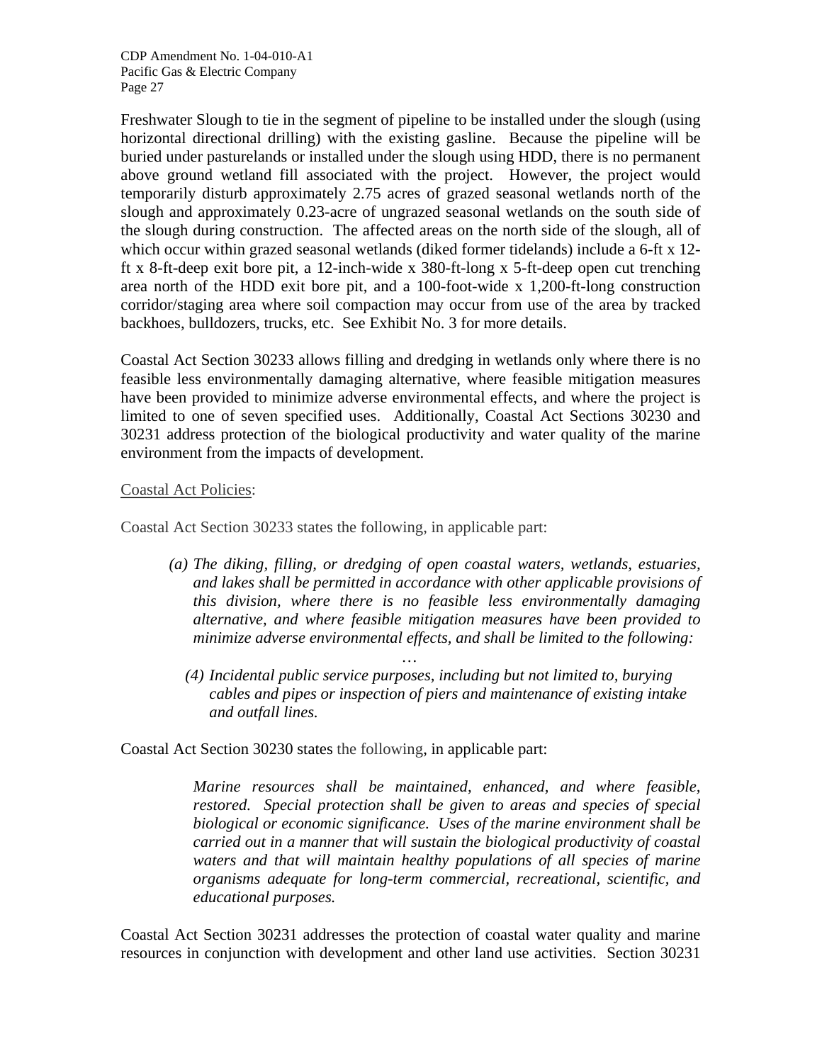Freshwater Slough to tie in the segment of pipeline to be installed under the slough (using horizontal directional drilling) with the existing gasline. Because the pipeline will be buried under pasturelands or installed under the slough using HDD, there is no permanent above ground wetland fill associated with the project. However, the project would temporarily disturb approximately 2.75 acres of grazed seasonal wetlands north of the slough and approximately 0.23-acre of ungrazed seasonal wetlands on the south side of the slough during construction. The affected areas on the north side of the slough, all of which occur within grazed seasonal wetlands (diked former tidelands) include a 6-ft x 12-ft x 8-ft-deep exit bore pit, a 12-inch-wide x 380-ft-long x 5-ft-deep open cut trenching area north of the HDD exit bore pit, and a 100-foot-wide x 1,200-ft-long construction corridor/staging area where soil compaction may occur from use of the area by tracked backhoes, bulldozers, trucks, etc. See Exhibit No. 3 for more details.

Coastal Act Section 30233 allows filling and dredging in wetlands only where there is no feasible less environmentally damaging alternative, where feasible mitigation measures have been provided to minimize adverse environmental effects, and where the project is limited to one of seven specified uses. Additionally, Coastal Act Sections 30230 and 30231 address protection of the biological productivity and water quality of the marine environment from the impacts of development.

<u>Coastal Act Policies</u>:

Coastal Act Section 30233 states the following, in applicable part:

> *(a) The diking, filling, or dredging of open coastal waters, wetlands, estuaries, and lakes shall be permitted in accordance with other applicable provisions of this division, where there is no feasible less environmentally damaging alternative, and where feasible mitigation measures have been provided to minimize adverse environmental effects, and shall be limited to the following:*
>
> …
>
> *(4) Incidental public service purposes, including but not limited to, burying cables and pipes or inspection of piers and maintenance of existing intake and outfall lines.*

Coastal Act Section 30230 states the following, in applicable part:

> *Marine resources shall be maintained, enhanced, and where feasible, restored. Special protection shall be given to areas and species of special biological or economic significance. Uses of the marine environment shall be carried out in a manner that will sustain the biological productivity of coastal waters and that will maintain healthy populations of all species of marine organisms adequate for long-term commercial, recreational, scientific, and educational purposes.*

Coastal Act Section 30231 addresses the protection of coastal water quality and marine resources in conjunction with development and other land use activities. Section 30231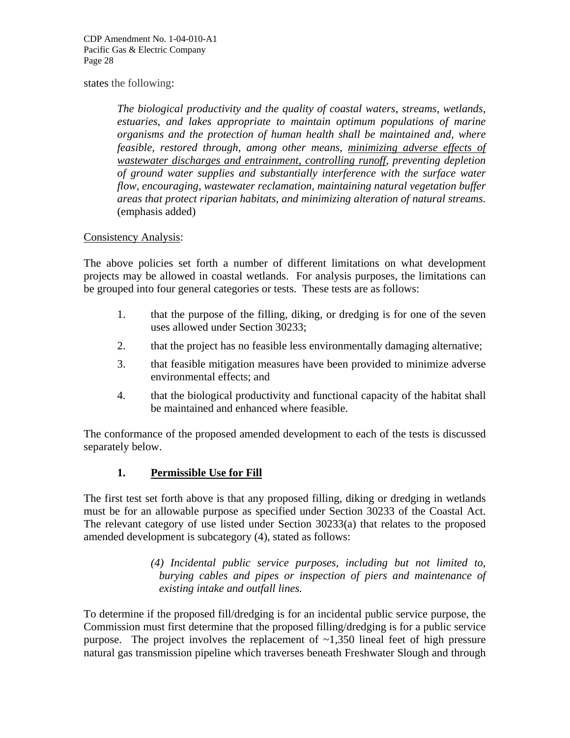states the following:

> *The biological productivity and the quality of coastal waters, streams, wetlands, estuaries, and lakes appropriate to maintain optimum populations of marine organisms and the protection of human health shall be maintained and, where feasible, restored through, among other means, <u>minimizing adverse effects of wastewater discharges and entrainment, controlling runoff</u>, preventing depletion of ground water supplies and substantially interference with the surface water flow, encouraging, wastewater reclamation, maintaining natural vegetation buffer areas that protect riparian habitats, and minimizing alteration of natural streams.* (emphasis added)

<u>Consistency Analysis</u>:

The above policies set forth a number of different limitations on what development projects may be allowed in coastal wetlands. For analysis purposes, the limitations can be grouped into four general categories or tests. These tests are as follows:

1. that the purpose of the filling, diking, or dredging is for one of the seven uses allowed under Section 30233;
2. that the project has no feasible less environmentally damaging alternative;
3. that feasible mitigation measures have been provided to minimize adverse environmental effects; and
4. that the biological productivity and functional capacity of the habitat shall be maintained and enhanced where feasible.

The conformance of the proposed amended development to each of the tests is discussed separately below.

### 1. <u>Permissible Use for Fill</u>

The first test set forth above is that any proposed filling, diking or dredging in wetlands must be for an allowable purpose as specified under Section 30233 of the Coastal Act. The relevant category of use listed under Section 30233(a) that relates to the proposed amended development is subcategory (4), stated as follows:

> *(4) Incidental public service purposes, including but not limited to, burying cables and pipes or inspection of piers and maintenance of existing intake and outfall lines.*

To determine if the proposed fill/dredging is for an incidental public service purpose, the Commission must first determine that the proposed filling/dredging is for a public service purpose. The project involves the replacement of ~1,350 lineal feet of high pressure natural gas transmission pipeline which traverses beneath Freshwater Slough and through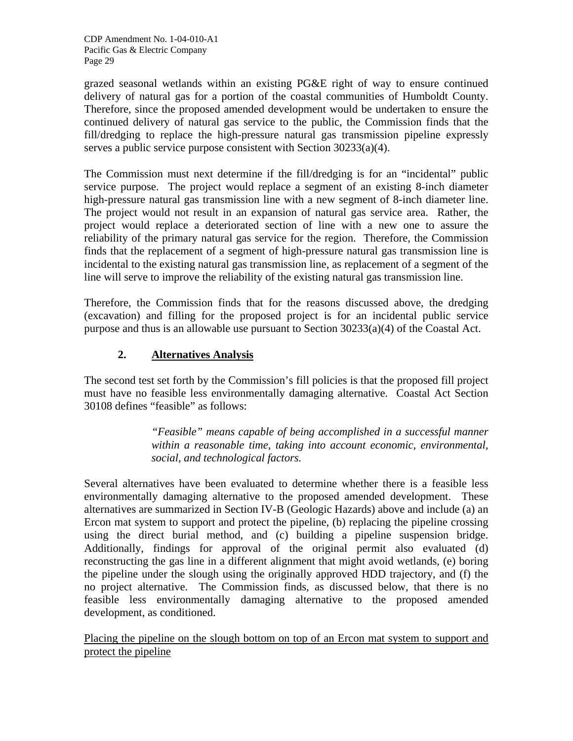grazed seasonal wetlands within an existing PG&E right of way to ensure continued delivery of natural gas for a portion of the coastal communities of Humboldt County. Therefore, since the proposed amended development would be undertaken to ensure the continued delivery of natural gas service to the public, the Commission finds that the fill/dredging to replace the high-pressure natural gas transmission pipeline expressly serves a public service purpose consistent with Section 30233(a)(4).

The Commission must next determine if the fill/dredging is for an "incidental" public service purpose. The project would replace a segment of an existing 8-inch diameter high-pressure natural gas transmission line with a new segment of 8-inch diameter line. The project would not result in an expansion of natural gas service area. Rather, the project would replace a deteriorated section of line with a new one to assure the reliability of the primary natural gas service for the region. Therefore, the Commission finds that the replacement of a segment of high-pressure natural gas transmission line is incidental to the existing natural gas transmission line, as replacement of a segment of the line will serve to improve the reliability of the existing natural gas transmission line.

Therefore, the Commission finds that for the reasons discussed above, the dredging (excavation) and filling for the proposed project is for an incidental public service purpose and thus is an allowable use pursuant to Section 30233(a)(4) of the Coastal Act.

### 2. Alternatives Analysis

The second test set forth by the Commission's fill policies is that the proposed fill project must have no feasible less environmentally damaging alternative. Coastal Act Section 30108 defines "feasible" as follows:

> *"Feasible" means capable of being accomplished in a successful manner within a reasonable time, taking into account economic, environmental, social, and technological factors.*

Several alternatives have been evaluated to determine whether there is a feasible less environmentally damaging alternative to the proposed amended development. These alternatives are summarized in Section IV-B (Geologic Hazards) above and include (a) an Ercon mat system to support and protect the pipeline, (b) replacing the pipeline crossing using the direct burial method, and (c) building a pipeline suspension bridge. Additionally, findings for approval of the original permit also evaluated (d) reconstructing the gas line in a different alignment that might avoid wetlands, (e) boring the pipeline under the slough using the originally approved HDD trajectory, and (f) the no project alternative. The Commission finds, as discussed below, that there is no feasible less environmentally damaging alternative to the proposed amended development, as conditioned.

<u>Placing the pipeline on the slough bottom on top of an Ercon mat system to support and protect the pipeline</u>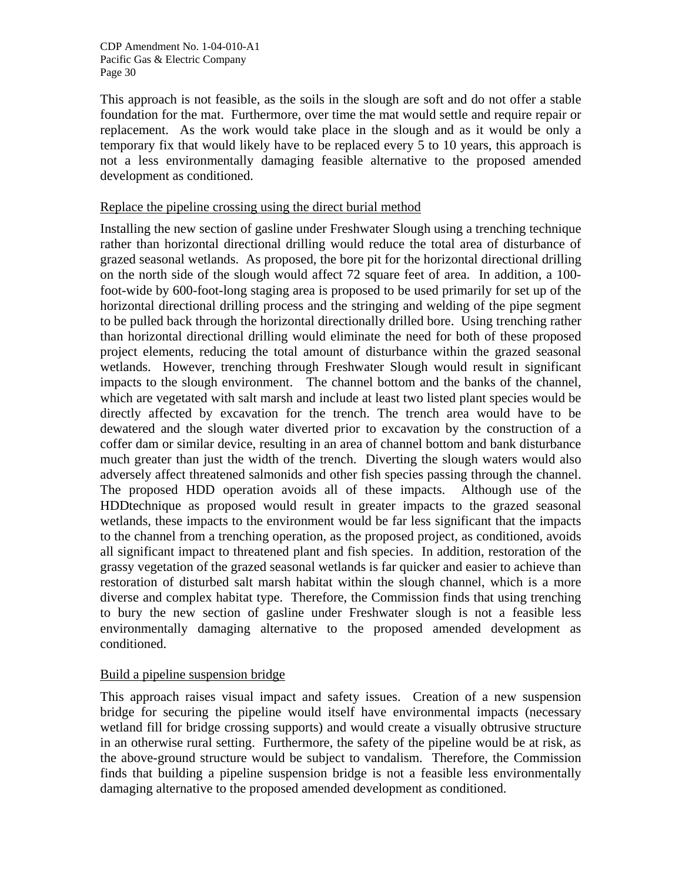This approach is not feasible, as the soils in the slough are soft and do not offer a stable foundation for the mat. Furthermore, over time the mat would settle and require repair or replacement. As the work would take place in the slough and as it would be only a temporary fix that would likely have to be replaced every 5 to 10 years, this approach is not a less environmentally damaging feasible alternative to the proposed amended development as conditioned.

<u>Replace the pipeline crossing using the direct burial method</u>

Installing the new section of gasline under Freshwater Slough using a trenching technique rather than horizontal directional drilling would reduce the total area of disturbance of grazed seasonal wetlands. As proposed, the bore pit for the horizontal directional drilling on the north side of the slough would affect 72 square feet of area. In addition, a 100-foot-wide by 600-foot-long staging area is proposed to be used primarily for set up of the horizontal directional drilling process and the stringing and welding of the pipe segment to be pulled back through the horizontal directionally drilled bore. Using trenching rather than horizontal directional drilling would eliminate the need for both of these proposed project elements, reducing the total amount of disturbance within the grazed seasonal wetlands. However, trenching through Freshwater Slough would result in significant impacts to the slough environment. The channel bottom and the banks of the channel, which are vegetated with salt marsh and include at least two listed plant species would be directly affected by excavation for the trench. The trench area would have to be dewatered and the slough water diverted prior to excavation by the construction of a coffer dam or similar device, resulting in an area of channel bottom and bank disturbance much greater than just the width of the trench. Diverting the slough waters would also adversely affect threatened salmonids and other fish species passing through the channel. The proposed HDD operation avoids all of these impacts. Although use of the HDDtechnique as proposed would result in greater impacts to the grazed seasonal wetlands, these impacts to the environment would be far less significant that the impacts to the channel from a trenching operation, as the proposed project, as conditioned, avoids all significant impact to threatened plant and fish species. In addition, restoration of the grassy vegetation of the grazed seasonal wetlands is far quicker and easier to achieve than restoration of disturbed salt marsh habitat within the slough channel, which is a more diverse and complex habitat type. Therefore, the Commission finds that using trenching to bury the new section of gasline under Freshwater slough is not a feasible less environmentally damaging alternative to the proposed amended development as conditioned.

<u>Build a pipeline suspension bridge</u>

This approach raises visual impact and safety issues. Creation of a new suspension bridge for securing the pipeline would itself have environmental impacts (necessary wetland fill for bridge crossing supports) and would create a visually obtrusive structure in an otherwise rural setting. Furthermore, the safety of the pipeline would be at risk, as the above-ground structure would be subject to vandalism. Therefore, the Commission finds that building a pipeline suspension bridge is not a feasible less environmentally damaging alternative to the proposed amended development as conditioned.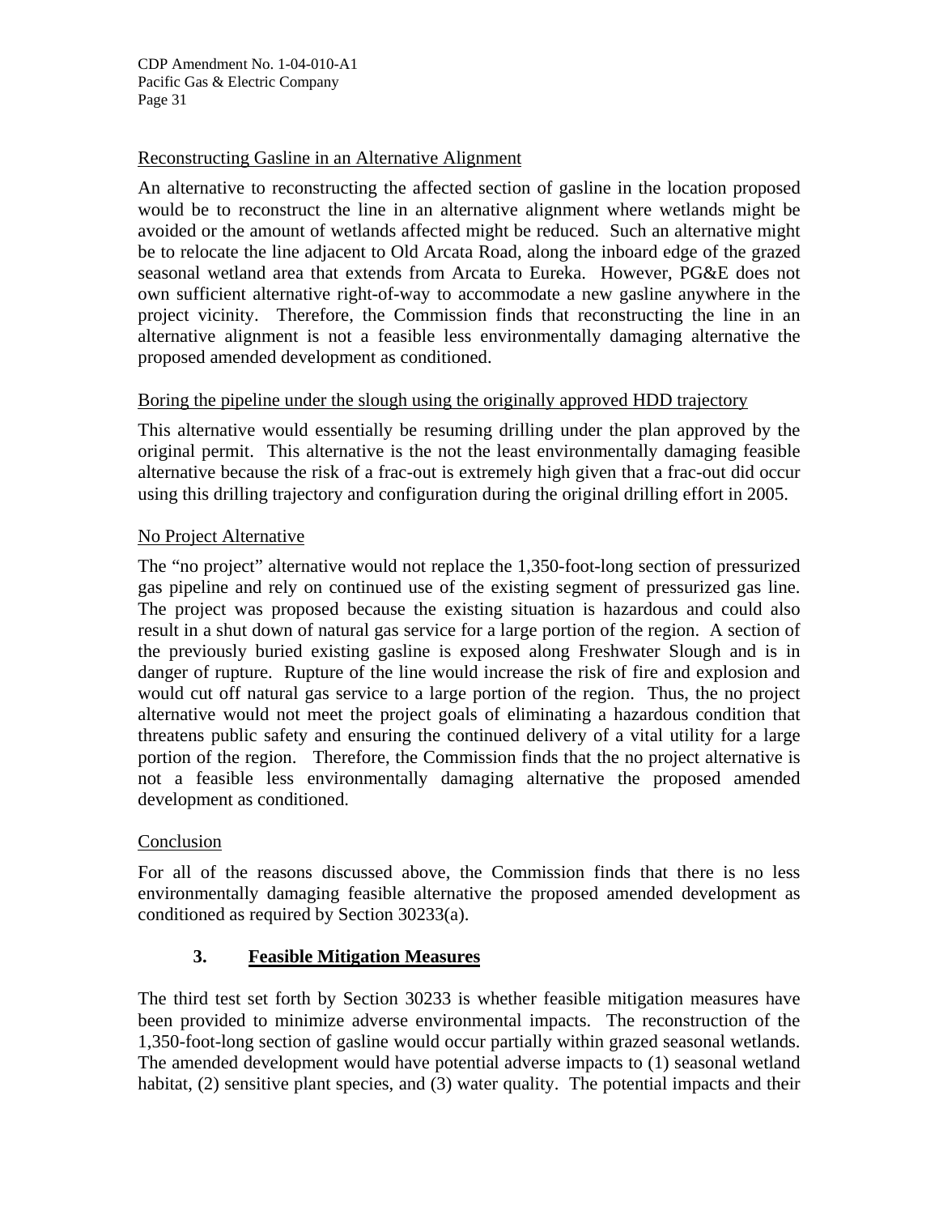Reconstructing Gasline in an Alternative Alignment

An alternative to reconstructing the affected section of gasline in the location proposed would be to reconstruct the line in an alternative alignment where wetlands might be avoided or the amount of wetlands affected might be reduced. Such an alternative might be to relocate the line adjacent to Old Arcata Road, along the inboard edge of the grazed seasonal wetland area that extends from Arcata to Eureka. However, PG&E does not own sufficient alternative right-of-way to accommodate a new gasline anywhere in the project vicinity. Therefore, the Commission finds that reconstructing the line in an alternative alignment is not a feasible less environmentally damaging alternative the proposed amended development as conditioned.

Boring the pipeline under the slough using the originally approved HDD trajectory

This alternative would essentially be resuming drilling under the plan approved by the original permit. This alternative is the not the least environmentally damaging feasible alternative because the risk of a frac-out is extremely high given that a frac-out did occur using this drilling trajectory and configuration during the original drilling effort in 2005.

No Project Alternative

The "no project" alternative would not replace the 1,350-foot-long section of pressurized gas pipeline and rely on continued use of the existing segment of pressurized gas line. The project was proposed because the existing situation is hazardous and could also result in a shut down of natural gas service for a large portion of the region. A section of the previously buried existing gasline is exposed along Freshwater Slough and is in danger of rupture. Rupture of the line would increase the risk of fire and explosion and would cut off natural gas service to a large portion of the region. Thus, the no project alternative would not meet the project goals of eliminating a hazardous condition that threatens public safety and ensuring the continued delivery of a vital utility for a large portion of the region. Therefore, the Commission finds that the no project alternative is not a feasible less environmentally damaging alternative the proposed amended development as conditioned.

Conclusion

For all of the reasons discussed above, the Commission finds that there is no less environmentally damaging feasible alternative the proposed amended development as conditioned as required by Section 30233(a).

### 3. Feasible Mitigation Measures

The third test set forth by Section 30233 is whether feasible mitigation measures have been provided to minimize adverse environmental impacts. The reconstruction of the 1,350-foot-long section of gasline would occur partially within grazed seasonal wetlands. The amended development would have potential adverse impacts to (1) seasonal wetland habitat, (2) sensitive plant species, and (3) water quality. The potential impacts and their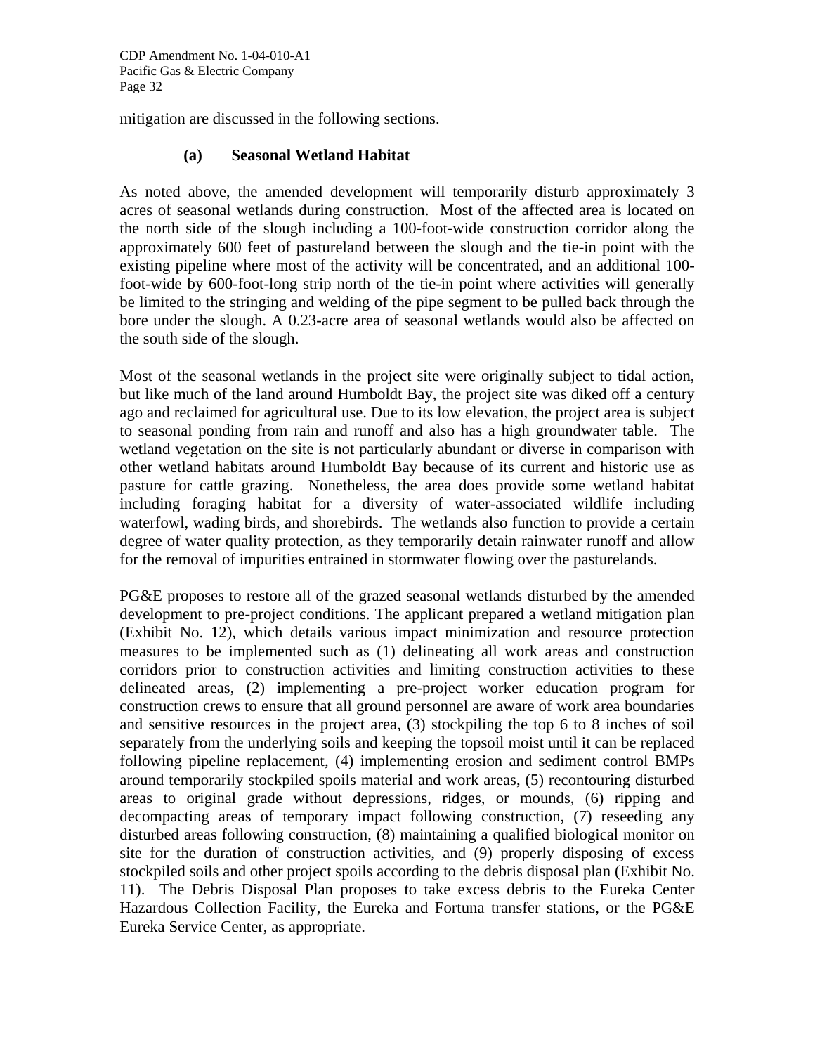mitigation are discussed in the following sections.

### (a) Seasonal Wetland Habitat

As noted above, the amended development will temporarily disturb approximately 3 acres of seasonal wetlands during construction. Most of the affected area is located on the north side of the slough including a 100-foot-wide construction corridor along the approximately 600 feet of pastureland between the slough and the tie-in point with the existing pipeline where most of the activity will be concentrated, and an additional 100-foot-wide by 600-foot-long strip north of the tie-in point where activities will generally be limited to the stringing and welding of the pipe segment to be pulled back through the bore under the slough. A 0.23-acre area of seasonal wetlands would also be affected on the south side of the slough.

Most of the seasonal wetlands in the project site were originally subject to tidal action, but like much of the land around Humboldt Bay, the project site was diked off a century ago and reclaimed for agricultural use. Due to its low elevation, the project area is subject to seasonal ponding from rain and runoff and also has a high groundwater table. The wetland vegetation on the site is not particularly abundant or diverse in comparison with other wetland habitats around Humboldt Bay because of its current and historic use as pasture for cattle grazing. Nonetheless, the area does provide some wetland habitat including foraging habitat for a diversity of water-associated wildlife including waterfowl, wading birds, and shorebirds. The wetlands also function to provide a certain degree of water quality protection, as they temporarily detain rainwater runoff and allow for the removal of impurities entrained in stormwater flowing over the pasturelands.

PG&E proposes to restore all of the grazed seasonal wetlands disturbed by the amended development to pre-project conditions. The applicant prepared a wetland mitigation plan (Exhibit No. 12), which details various impact minimization and resource protection measures to be implemented such as (1) delineating all work areas and construction corridors prior to construction activities and limiting construction activities to these delineated areas, (2) implementing a pre-project worker education program for construction crews to ensure that all ground personnel are aware of work area boundaries and sensitive resources in the project area, (3) stockpiling the top 6 to 8 inches of soil separately from the underlying soils and keeping the topsoil moist until it can be replaced following pipeline replacement, (4) implementing erosion and sediment control BMPs around temporarily stockpiled spoils material and work areas, (5) recontouring disturbed areas to original grade without depressions, ridges, or mounds, (6) ripping and decompacting areas of temporary impact following construction, (7) reseeding any disturbed areas following construction, (8) maintaining a qualified biological monitor on site for the duration of construction activities, and (9) properly disposing of excess stockpiled soils and other project spoils according to the debris disposal plan (Exhibit No. 11). The Debris Disposal Plan proposes to take excess debris to the Eureka Center Hazardous Collection Facility, the Eureka and Fortuna transfer stations, or the PG&E Eureka Service Center, as appropriate.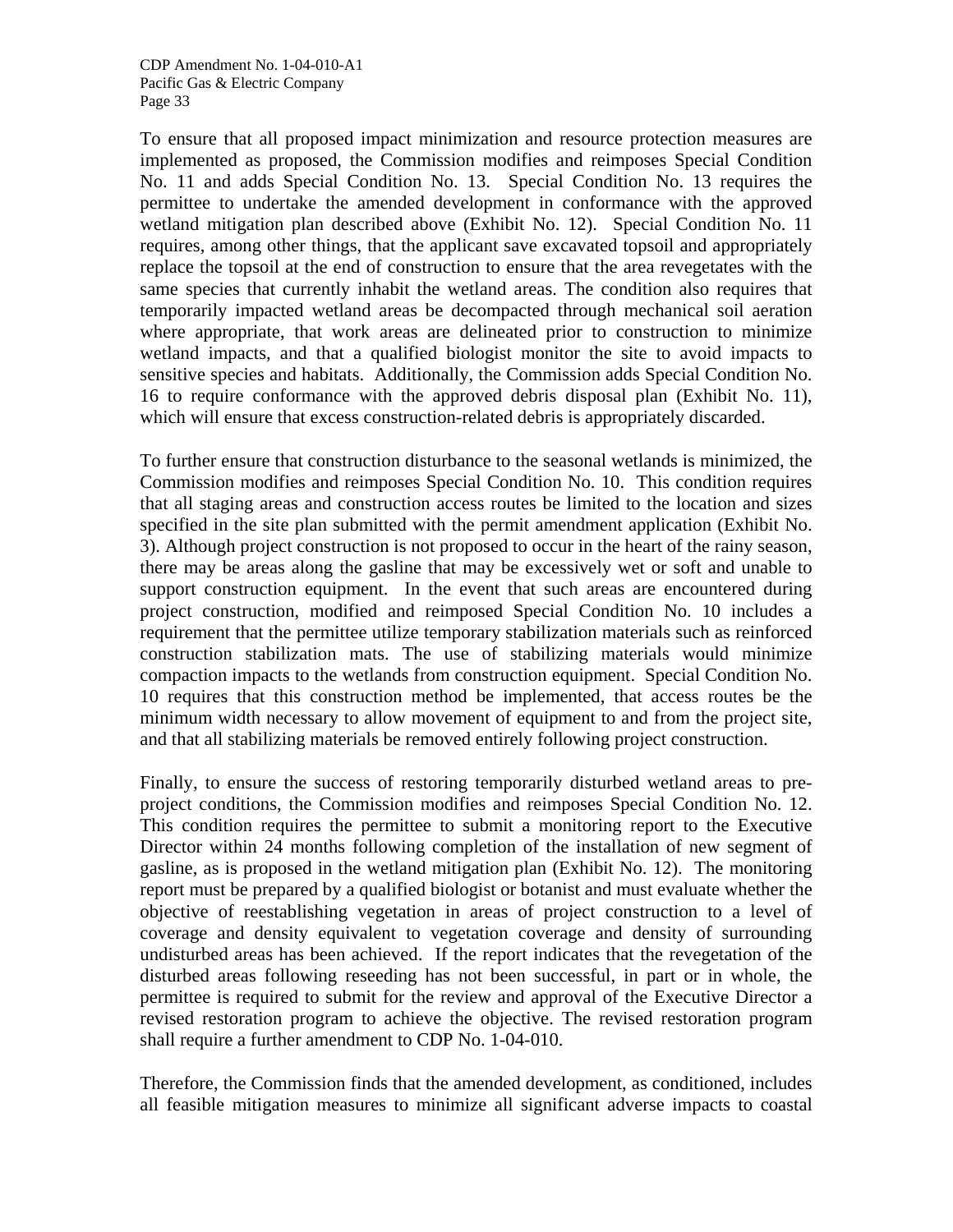To ensure that all proposed impact minimization and resource protection measures are implemented as proposed, the Commission modifies and reimposes Special Condition No. 11 and adds Special Condition No. 13. Special Condition No. 13 requires the permittee to undertake the amended development in conformance with the approved wetland mitigation plan described above (Exhibit No. 12). Special Condition No. 11 requires, among other things, that the applicant save excavated topsoil and appropriately replace the topsoil at the end of construction to ensure that the area revegetates with the same species that currently inhabit the wetland areas. The condition also requires that temporarily impacted wetland areas be decompacted through mechanical soil aeration where appropriate, that work areas are delineated prior to construction to minimize wetland impacts, and that a qualified biologist monitor the site to avoid impacts to sensitive species and habitats. Additionally, the Commission adds Special Condition No. 16 to require conformance with the approved debris disposal plan (Exhibit No. 11), which will ensure that excess construction-related debris is appropriately discarded.

To further ensure that construction disturbance to the seasonal wetlands is minimized, the Commission modifies and reimposes Special Condition No. 10. This condition requires that all staging areas and construction access routes be limited to the location and sizes specified in the site plan submitted with the permit amendment application (Exhibit No. 3). Although project construction is not proposed to occur in the heart of the rainy season, there may be areas along the gasline that may be excessively wet or soft and unable to support construction equipment. In the event that such areas are encountered during project construction, modified and reimposed Special Condition No. 10 includes a requirement that the permittee utilize temporary stabilization materials such as reinforced construction stabilization mats. The use of stabilizing materials would minimize compaction impacts to the wetlands from construction equipment. Special Condition No. 10 requires that this construction method be implemented, that access routes be the minimum width necessary to allow movement of equipment to and from the project site, and that all stabilizing materials be removed entirely following project construction.

Finally, to ensure the success of restoring temporarily disturbed wetland areas to pre-project conditions, the Commission modifies and reimposes Special Condition No. 12. This condition requires the permittee to submit a monitoring report to the Executive Director within 24 months following completion of the installation of new segment of gasline, as is proposed in the wetland mitigation plan (Exhibit No. 12). The monitoring report must be prepared by a qualified biologist or botanist and must evaluate whether the objective of reestablishing vegetation in areas of project construction to a level of coverage and density equivalent to vegetation coverage and density of surrounding undisturbed areas has been achieved. If the report indicates that the revegetation of the disturbed areas following reseeding has not been successful, in part or in whole, the permittee is required to submit for the review and approval of the Executive Director a revised restoration program to achieve the objective. The revised restoration program shall require a further amendment to CDP No. 1-04-010.

Therefore, the Commission finds that the amended development, as conditioned, includes all feasible mitigation measures to minimize all significant adverse impacts to coastal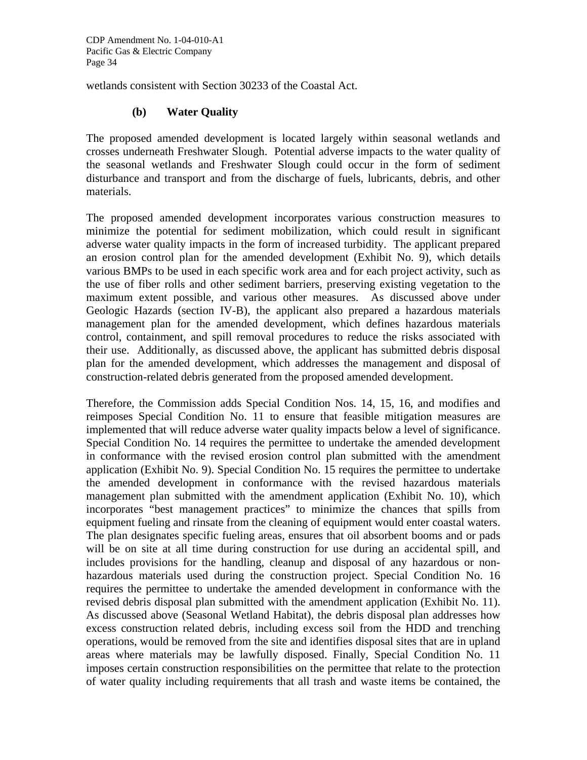wetlands consistent with Section 30233 of the Coastal Act.

### (b) Water Quality

The proposed amended development is located largely within seasonal wetlands and crosses underneath Freshwater Slough. Potential adverse impacts to the water quality of the seasonal wetlands and Freshwater Slough could occur in the form of sediment disturbance and transport and from the discharge of fuels, lubricants, debris, and other materials.

The proposed amended development incorporates various construction measures to minimize the potential for sediment mobilization, which could result in significant adverse water quality impacts in the form of increased turbidity. The applicant prepared an erosion control plan for the amended development (Exhibit No. 9), which details various BMPs to be used in each specific work area and for each project activity, such as the use of fiber rolls and other sediment barriers, preserving existing vegetation to the maximum extent possible, and various other measures. As discussed above under Geologic Hazards (section IV-B), the applicant also prepared a hazardous materials management plan for the amended development, which defines hazardous materials control, containment, and spill removal procedures to reduce the risks associated with their use. Additionally, as discussed above, the applicant has submitted debris disposal plan for the amended development, which addresses the management and disposal of construction-related debris generated from the proposed amended development.

Therefore, the Commission adds Special Condition Nos. 14, 15, 16, and modifies and reimposes Special Condition No. 11 to ensure that feasible mitigation measures are implemented that will reduce adverse water quality impacts below a level of significance. Special Condition No. 14 requires the permittee to undertake the amended development in conformance with the revised erosion control plan submitted with the amendment application (Exhibit No. 9). Special Condition No. 15 requires the permittee to undertake the amended development in conformance with the revised hazardous materials management plan submitted with the amendment application (Exhibit No. 10), which incorporates "best management practices" to minimize the chances that spills from equipment fueling and rinsate from the cleaning of equipment would enter coastal waters. The plan designates specific fueling areas, ensures that oil absorbent booms and or pads will be on site at all time during construction for use during an accidental spill, and includes provisions for the handling, cleanup and disposal of any hazardous or non-hazardous materials used during the construction project. Special Condition No. 16 requires the permittee to undertake the amended development in conformance with the revised debris disposal plan submitted with the amendment application (Exhibit No. 11). As discussed above (Seasonal Wetland Habitat), the debris disposal plan addresses how excess construction related debris, including excess soil from the HDD and trenching operations, would be removed from the site and identifies disposal sites that are in upland areas where materials may be lawfully disposed. Finally, Special Condition No. 11 imposes certain construction responsibilities on the permittee that relate to the protection of water quality including requirements that all trash and waste items be contained, the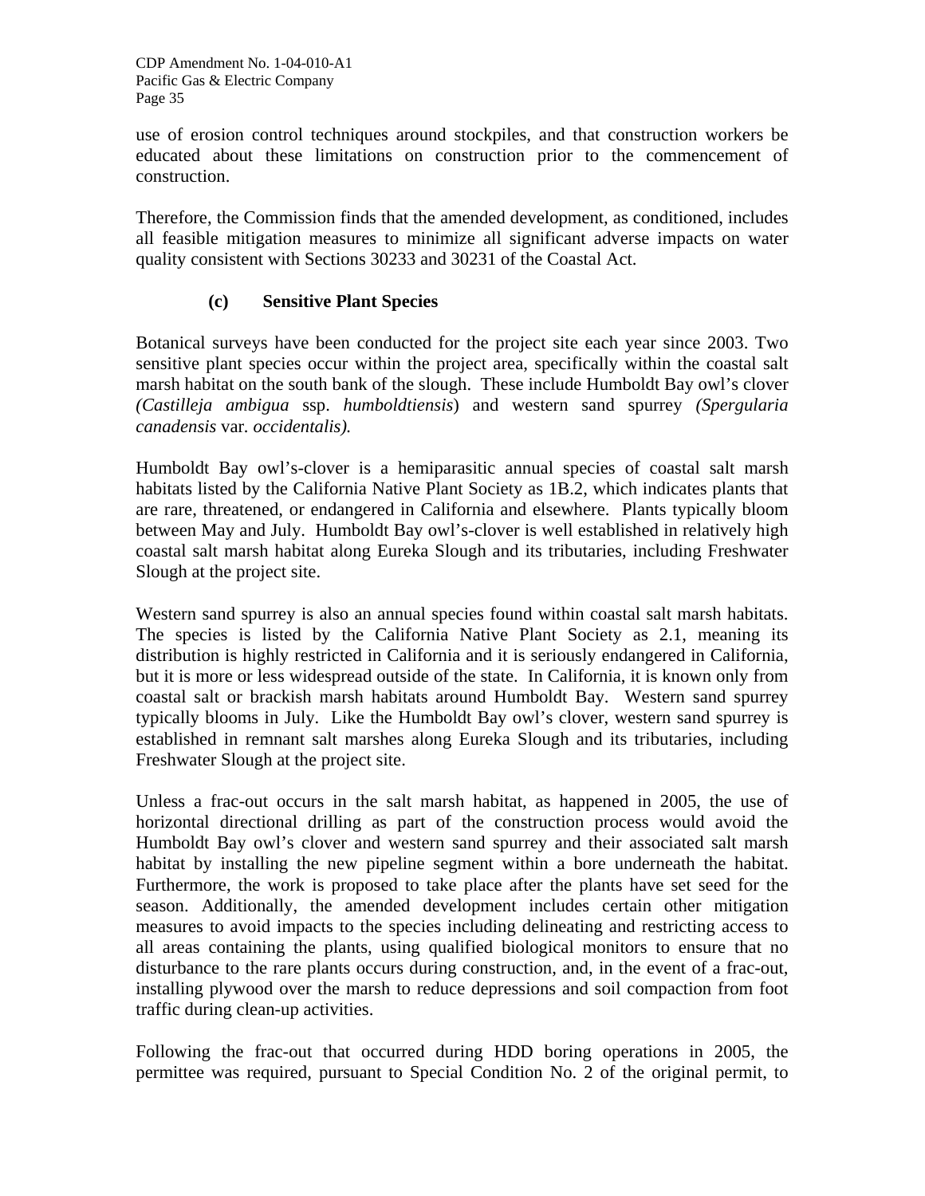use of erosion control techniques around stockpiles, and that construction workers be educated about these limitations on construction prior to the commencement of construction.

Therefore, the Commission finds that the amended development, as conditioned, includes all feasible mitigation measures to minimize all significant adverse impacts on water quality consistent with Sections 30233 and 30231 of the Coastal Act.

### (c) Sensitive Plant Species

Botanical surveys have been conducted for the project site each year since 2003. Two sensitive plant species occur within the project area, specifically within the coastal salt marsh habitat on the south bank of the slough. These include Humboldt Bay owl's clover *(Castilleja ambigua* ssp. *humboldtiensis*) and western sand spurrey *(Spergularia canadensis* var. *occidentalis).*

Humboldt Bay owl's-clover is a hemiparasitic annual species of coastal salt marsh habitats listed by the California Native Plant Society as 1B.2, which indicates plants that are rare, threatened, or endangered in California and elsewhere. Plants typically bloom between May and July. Humboldt Bay owl's-clover is well established in relatively high coastal salt marsh habitat along Eureka Slough and its tributaries, including Freshwater Slough at the project site.

Western sand spurrey is also an annual species found within coastal salt marsh habitats. The species is listed by the California Native Plant Society as 2.1, meaning its distribution is highly restricted in California and it is seriously endangered in California, but it is more or less widespread outside of the state. In California, it is known only from coastal salt or brackish marsh habitats around Humboldt Bay. Western sand spurrey typically blooms in July. Like the Humboldt Bay owl's clover, western sand spurrey is established in remnant salt marshes along Eureka Slough and its tributaries, including Freshwater Slough at the project site.

Unless a frac-out occurs in the salt marsh habitat, as happened in 2005, the use of horizontal directional drilling as part of the construction process would avoid the Humboldt Bay owl's clover and western sand spurrey and their associated salt marsh habitat by installing the new pipeline segment within a bore underneath the habitat. Furthermore, the work is proposed to take place after the plants have set seed for the season. Additionally, the amended development includes certain other mitigation measures to avoid impacts to the species including delineating and restricting access to all areas containing the plants, using qualified biological monitors to ensure that no disturbance to the rare plants occurs during construction, and, in the event of a frac-out, installing plywood over the marsh to reduce depressions and soil compaction from foot traffic during clean-up activities.

Following the frac-out that occurred during HDD boring operations in 2005, the permittee was required, pursuant to Special Condition No. 2 of the original permit, to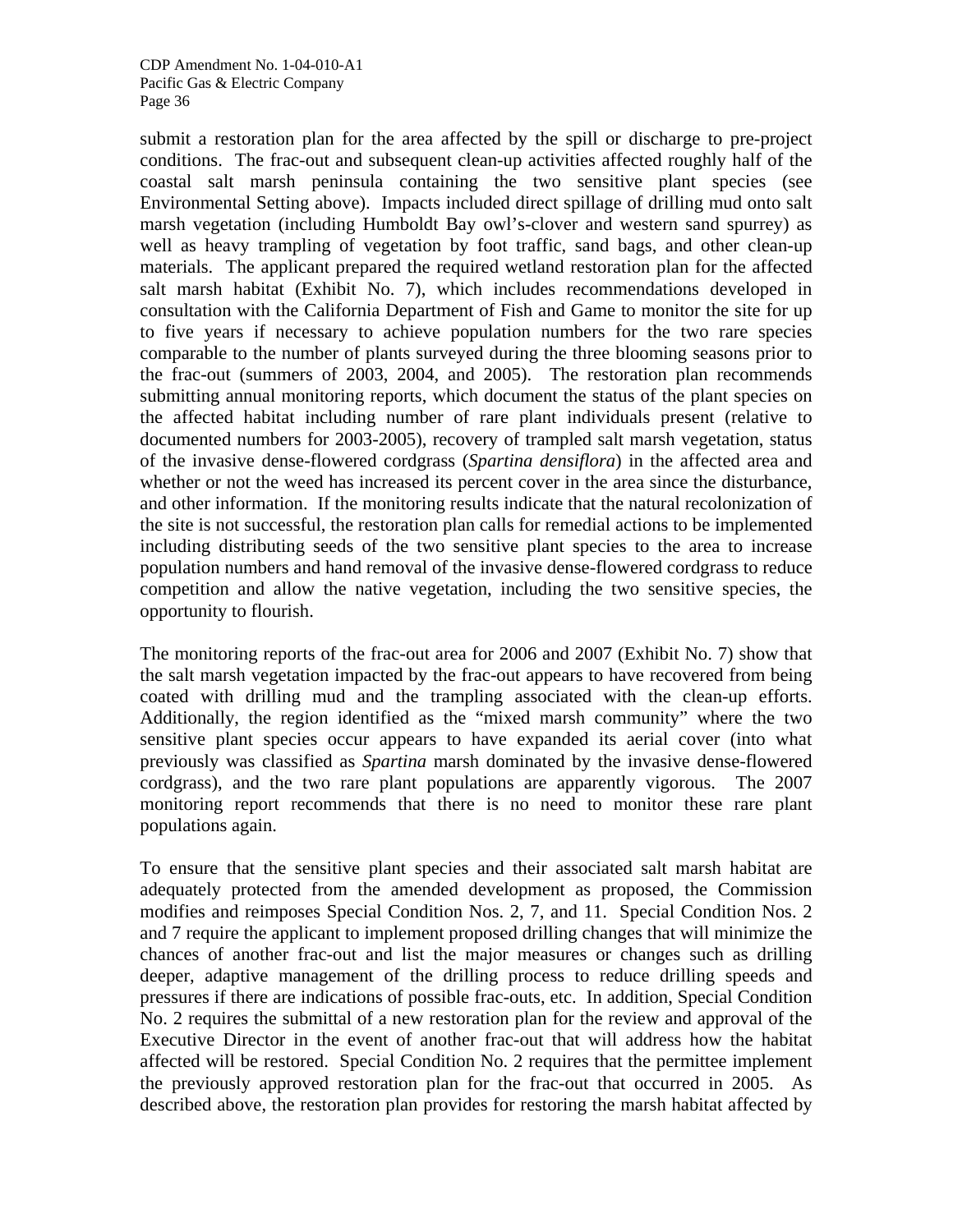submit a restoration plan for the area affected by the spill or discharge to pre-project conditions. The frac-out and subsequent clean-up activities affected roughly half of the coastal salt marsh peninsula containing the two sensitive plant species (see Environmental Setting above). Impacts included direct spillage of drilling mud onto salt marsh vegetation (including Humboldt Bay owl's-clover and western sand spurrey) as well as heavy trampling of vegetation by foot traffic, sand bags, and other clean-up materials. The applicant prepared the required wetland restoration plan for the affected salt marsh habitat (Exhibit No. 7), which includes recommendations developed in consultation with the California Department of Fish and Game to monitor the site for up to five years if necessary to achieve population numbers for the two rare species comparable to the number of plants surveyed during the three blooming seasons prior to the frac-out (summers of 2003, 2004, and 2005). The restoration plan recommends submitting annual monitoring reports, which document the status of the plant species on the affected habitat including number of rare plant individuals present (relative to documented numbers for 2003-2005), recovery of trampled salt marsh vegetation, status of the invasive dense-flowered cordgrass (*Spartina densiflora*) in the affected area and whether or not the weed has increased its percent cover in the area since the disturbance, and other information. If the monitoring results indicate that the natural recolonization of the site is not successful, the restoration plan calls for remedial actions to be implemented including distributing seeds of the two sensitive plant species to the area to increase population numbers and hand removal of the invasive dense-flowered cordgrass to reduce competition and allow the native vegetation, including the two sensitive species, the opportunity to flourish.

The monitoring reports of the frac-out area for 2006 and 2007 (Exhibit No. 7) show that the salt marsh vegetation impacted by the frac-out appears to have recovered from being coated with drilling mud and the trampling associated with the clean-up efforts. Additionally, the region identified as the "mixed marsh community" where the two sensitive plant species occur appears to have expanded its aerial cover (into what previously was classified as *Spartina* marsh dominated by the invasive dense-flowered cordgrass), and the two rare plant populations are apparently vigorous. The 2007 monitoring report recommends that there is no need to monitor these rare plant populations again.

To ensure that the sensitive plant species and their associated salt marsh habitat are adequately protected from the amended development as proposed, the Commission modifies and reimposes Special Condition Nos. 2, 7, and 11. Special Condition Nos. 2 and 7 require the applicant to implement proposed drilling changes that will minimize the chances of another frac-out and list the major measures or changes such as drilling deeper, adaptive management of the drilling process to reduce drilling speeds and pressures if there are indications of possible frac-outs, etc. In addition, Special Condition No. 2 requires the submittal of a new restoration plan for the review and approval of the Executive Director in the event of another frac-out that will address how the habitat affected will be restored. Special Condition No. 2 requires that the permittee implement the previously approved restoration plan for the frac-out that occurred in 2005. As described above, the restoration plan provides for restoring the marsh habitat affected by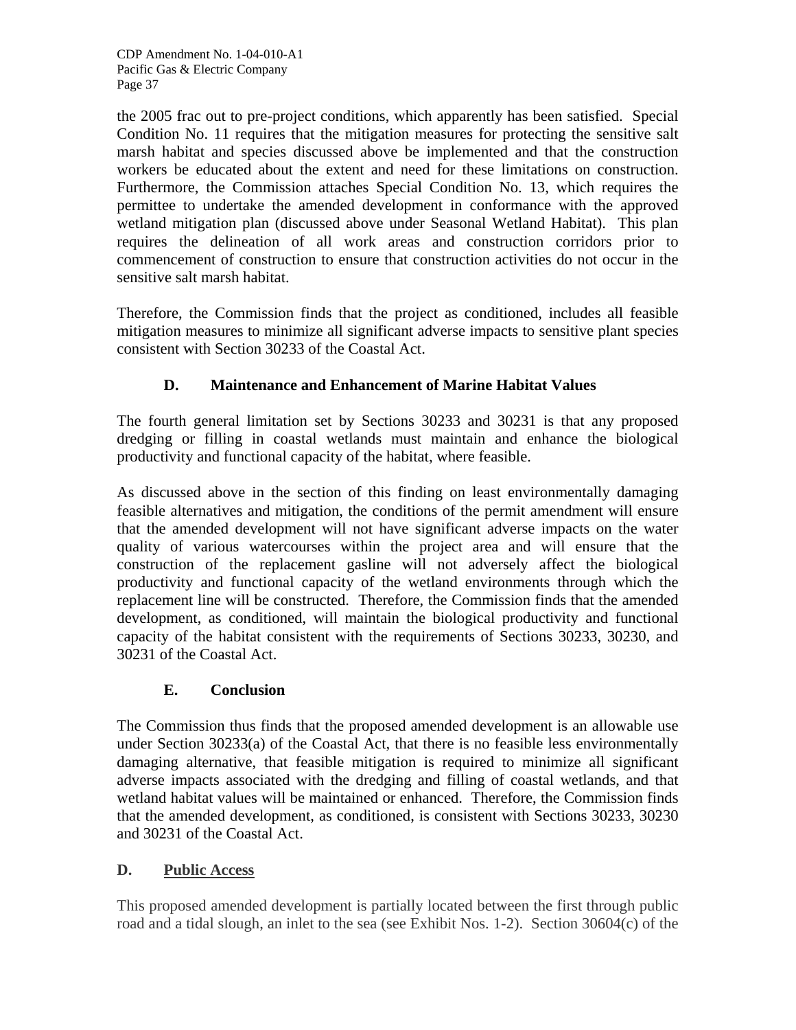the 2005 frac out to pre-project conditions, which apparently has been satisfied. Special Condition No. 11 requires that the mitigation measures for protecting the sensitive salt marsh habitat and species discussed above be implemented and that the construction workers be educated about the extent and need for these limitations on construction. Furthermore, the Commission attaches Special Condition No. 13, which requires the permittee to undertake the amended development in conformance with the approved wetland mitigation plan (discussed above under Seasonal Wetland Habitat). This plan requires the delineation of all work areas and construction corridors prior to commencement of construction to ensure that construction activities do not occur in the sensitive salt marsh habitat.

Therefore, the Commission finds that the project as conditioned, includes all feasible mitigation measures to minimize all significant adverse impacts to sensitive plant species consistent with Section 30233 of the Coastal Act.

### D. Maintenance and Enhancement of Marine Habitat Values

The fourth general limitation set by Sections 30233 and 30231 is that any proposed dredging or filling in coastal wetlands must maintain and enhance the biological productivity and functional capacity of the habitat, where feasible.

As discussed above in the section of this finding on least environmentally damaging feasible alternatives and mitigation, the conditions of the permit amendment will ensure that the amended development will not have significant adverse impacts on the water quality of various watercourses within the project area and will ensure that the construction of the replacement gasline will not adversely affect the biological productivity and functional capacity of the wetland environments through which the replacement line will be constructed. Therefore, the Commission finds that the amended development, as conditioned, will maintain the biological productivity and functional capacity of the habitat consistent with the requirements of Sections 30233, 30230, and 30231 of the Coastal Act.

### E. Conclusion

The Commission thus finds that the proposed amended development is an allowable use under Section 30233(a) of the Coastal Act, that there is no feasible less environmentally damaging alternative, that feasible mitigation is required to minimize all significant adverse impacts associated with the dredging and filling of coastal wetlands, and that wetland habitat values will be maintained or enhanced. Therefore, the Commission finds that the amended development, as conditioned, is consistent with Sections 30233, 30230 and 30231 of the Coastal Act.

## D. <u>Public Access</u>

This proposed amended development is partially located between the first through public road and a tidal slough, an inlet to the sea (see Exhibit Nos. 1-2). Section 30604(c) of the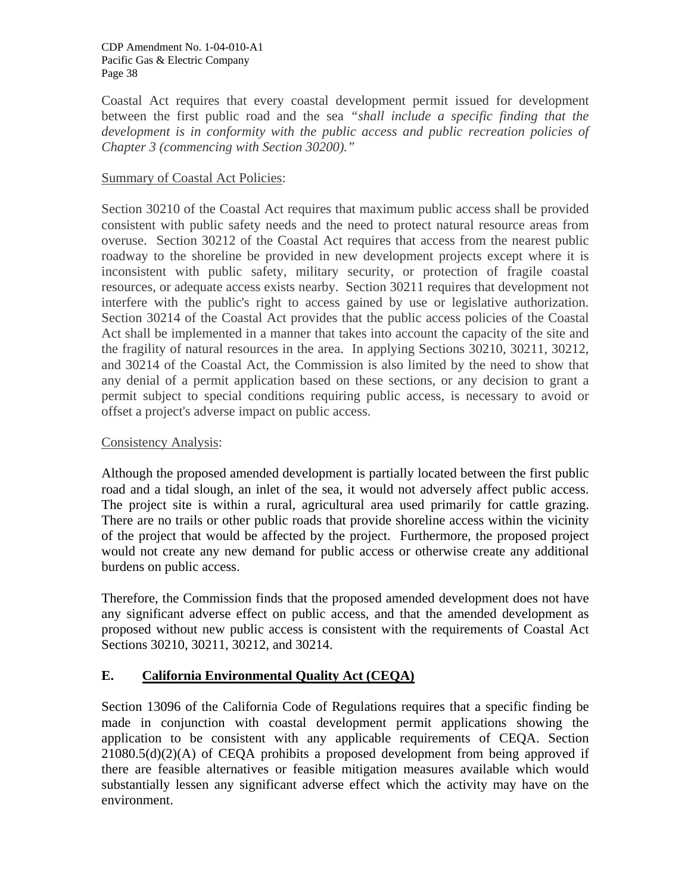Coastal Act requires that every coastal development permit issued for development between the first public road and the sea *"shall include a specific finding that the development is in conformity with the public access and public recreation policies of Chapter 3 (commencing with Section 30200)."*

<u>Summary of Coastal Act Policies</u>:

Section 30210 of the Coastal Act requires that maximum public access shall be provided consistent with public safety needs and the need to protect natural resource areas from overuse. Section 30212 of the Coastal Act requires that access from the nearest public roadway to the shoreline be provided in new development projects except where it is inconsistent with public safety, military security, or protection of fragile coastal resources, or adequate access exists nearby. Section 30211 requires that development not interfere with the public's right to access gained by use or legislative authorization. Section 30214 of the Coastal Act provides that the public access policies of the Coastal Act shall be implemented in a manner that takes into account the capacity of the site and the fragility of natural resources in the area. In applying Sections 30210, 30211, 30212, and 30214 of the Coastal Act, the Commission is also limited by the need to show that any denial of a permit application based on these sections, or any decision to grant a permit subject to special conditions requiring public access, is necessary to avoid or offset a project's adverse impact on public access.

<u>Consistency Analysis</u>:

Although the proposed amended development is partially located between the first public road and a tidal slough, an inlet of the sea, it would not adversely affect public access. The project site is within a rural, agricultural area used primarily for cattle grazing. There are no trails or other public roads that provide shoreline access within the vicinity of the project that would be affected by the project. Furthermore, the proposed project would not create any new demand for public access or otherwise create any additional burdens on public access.

Therefore, the Commission finds that the proposed amended development does not have any significant adverse effect on public access, and that the amended development as proposed without new public access is consistent with the requirements of Coastal Act Sections 30210, 30211, 30212, and 30214.

## E. <u>California Environmental Quality Act (CEQA)</u>

Section 13096 of the California Code of Regulations requires that a specific finding be made in conjunction with coastal development permit applications showing the application to be consistent with any applicable requirements of CEQA. Section 21080.5(d)(2)(A) of CEQA prohibits a proposed development from being approved if there are feasible alternatives or feasible mitigation measures available which would substantially lessen any significant adverse effect which the activity may have on the environment.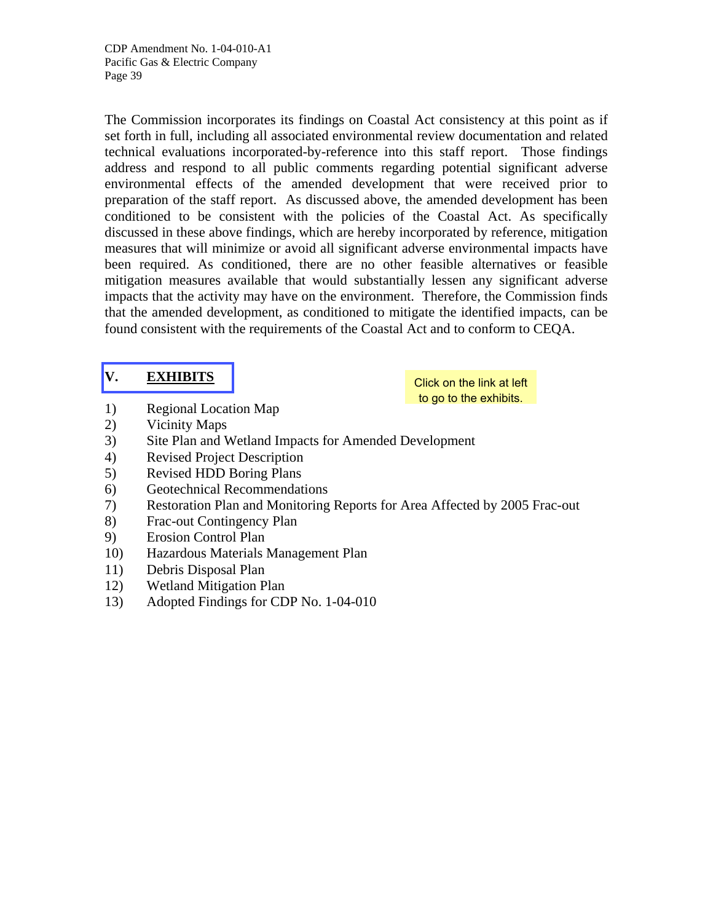The Commission incorporates its findings on Coastal Act consistency at this point as if set forth in full, including all associated environmental review documentation and related technical evaluations incorporated-by-reference into this staff report. Those findings address and respond to all public comments regarding potential significant adverse environmental effects of the amended development that were received prior to preparation of the staff report. As discussed above, the amended development has been conditioned to be consistent with the policies of the Coastal Act. As specifically discussed in these above findings, which are hereby incorporated by reference, mitigation measures that will minimize or avoid all significant adverse environmental impacts have been required. As conditioned, there are no other feasible alternatives or feasible mitigation measures available that would substantially lessen any significant adverse impacts that the activity may have on the environment. Therefore, the Commission finds that the amended development, as conditioned to mitigate the identified impacts, can be found consistent with the requirements of the Coastal Act and to conform to CEQA.

## V. EXHIBITS

Click on the link at left to go to the exhibits.

1) Regional Location Map
2) Vicinity Maps
3) Site Plan and Wetland Impacts for Amended Development
4) Revised Project Description
5) Revised HDD Boring Plans
6) Geotechnical Recommendations
7) Restoration Plan and Monitoring Reports for Area Affected by 2005 Frac-out
8) Frac-out Contingency Plan
9) Erosion Control Plan
10) Hazardous Materials Management Plan
11) Debris Disposal Plan
12) Wetland Mitigation Plan
13) Adopted Findings for CDP No. 1-04-010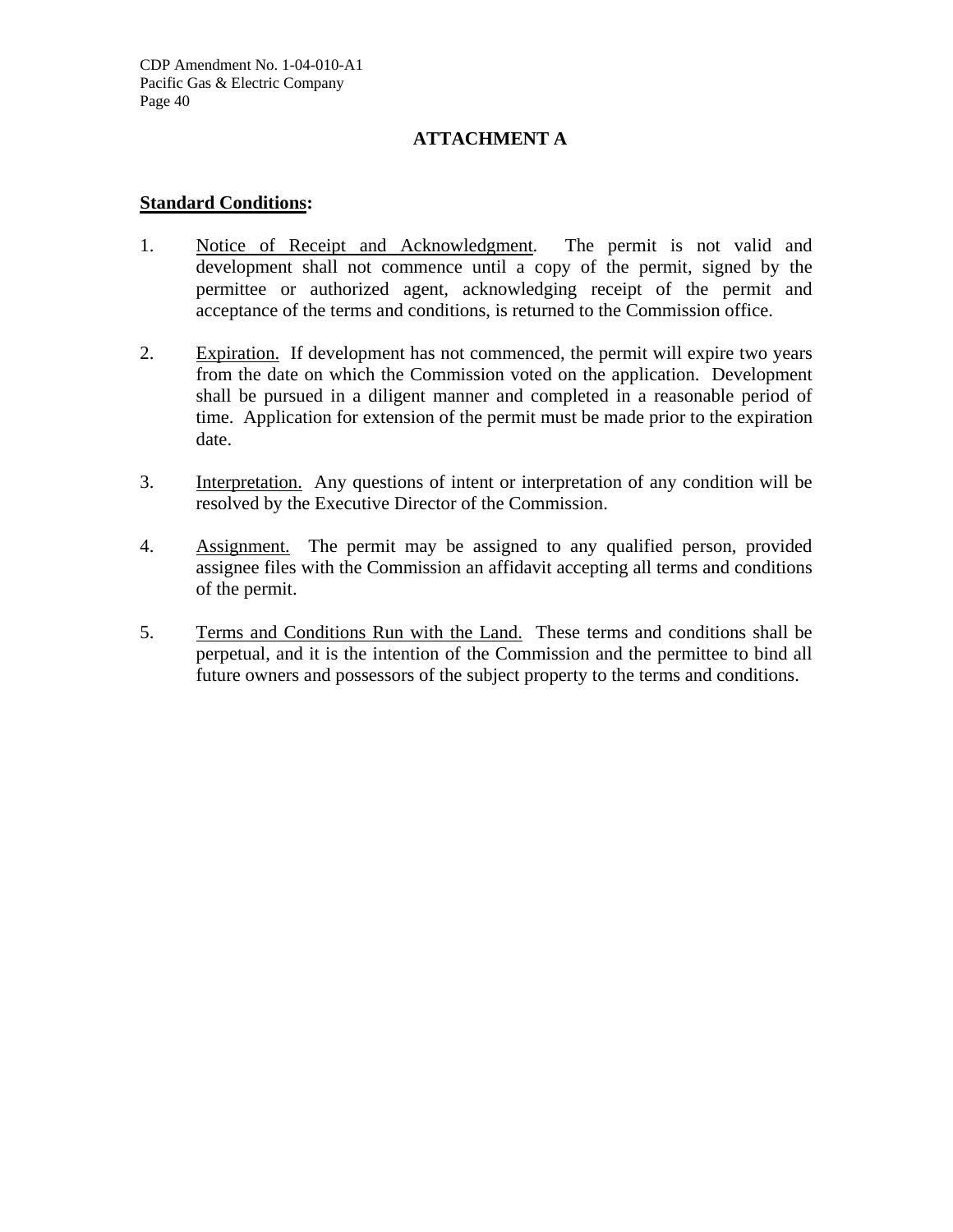# ATTACHMENT A

**Standard Conditions:**

1. Notice of Receipt and Acknowledgment. The permit is not valid and development shall not commence until a copy of the permit, signed by the permittee or authorized agent, acknowledging receipt of the permit and acceptance of the terms and conditions, is returned to the Commission office.

2. Expiration. If development has not commenced, the permit will expire two years from the date on which the Commission voted on the application. Development shall be pursued in a diligent manner and completed in a reasonable period of time. Application for extension of the permit must be made prior to the expiration date.

3. Interpretation. Any questions of intent or interpretation of any condition will be resolved by the Executive Director of the Commission.

4. Assignment. The permit may be assigned to any qualified person, provided assignee files with the Commission an affidavit accepting all terms and conditions of the permit.

5. Terms and Conditions Run with the Land. These terms and conditions shall be perpetual, and it is the intention of the Commission and the permittee to bind all future owners and possessors of the subject property to the terms and conditions.